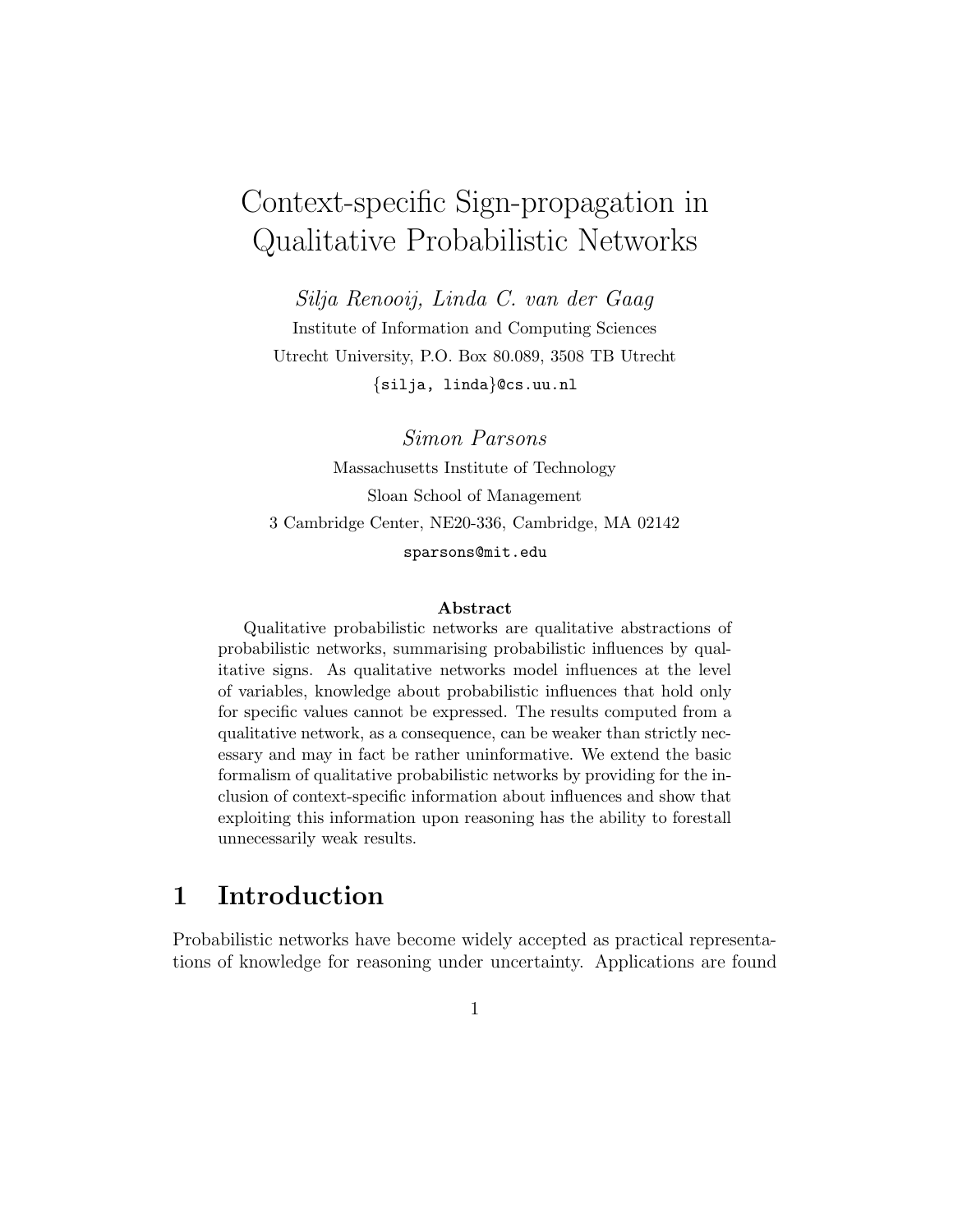# Context-specific Sign-propagation in Qualitative Probabilistic Networks

*Silja Renooij, Linda C. van der Gaag*

Institute of Information and Computing Sciences

Utrecht University, P.O. Box 80.089, 3508 TB Utrecht

{silja, linda}@cs.uu.nl

*Simon Parsons*

Massachusetts Institute of Technology

Sloan School of Management

3 Cambridge Center, NE20-336, Cambridge, MA 02142

sparsons@mit.edu

**Abstract**

Qualitative probabilistic networks are qualitative abstractions of probabilistic networks, summarising probabilistic influences by qualitative signs. As qualitative networks model influences at the level of variables, knowledge about probabilistic influences that hold only for specific values cannot be expressed. The results computed from a qualitative network, as a consequence, can be weaker than strictly necessary and may in fact be rather uninformative. We extend the basic formalism of qualitative probabilistic networks by providing for the inclusion of context-specific information about influences and show that exploiting this information upon reasoning has the ability to forestall unnecessarily weak results.

## 1 Introduction

Probabilistic networks have become widely accepted as practical representations of knowledge for reasoning under uncertainty. Applications are found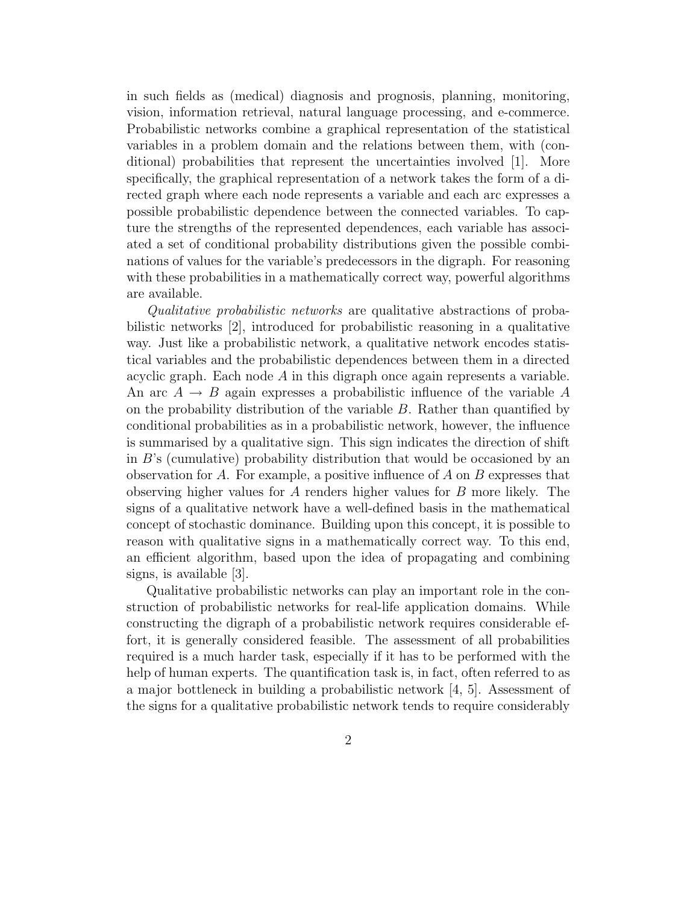in such fields as (medical) diagnosis and prognosis, planning, monitoring, vision, information retrieval, natural language processing, and e-commerce. Probabilistic networks combine a graphical representation of the statistical variables in a problem domain and the relations between them, with (conditional) probabilities that represent the uncertainties involved [1]. More specifically, the graphical representation of a network takes the form of a directed graph where each node represents a variable and each arc expresses a possible probabilistic dependence between the connected variables. To capture the strengths of the represented dependences, each variable has associated a set of conditional probability distributions given the possible combinations of values for the variable's predecessors in the digraph. For reasoning with these probabilities in a mathematically correct way, powerful algorithms are available.

*Qualitative probabilistic networks* are qualitative abstractions of probabilistic networks [2], introduced for probabilistic reasoning in a qualitative way. Just like a probabilistic network, a qualitative network encodes statistical variables and the probabilistic dependences between them in a directed acyclic graph. Each node $A$ in this digraph once again represents a variable. An arc $A \rightarrow B$ again expresses a probabilistic influence of the variable $A$ on the probability distribution of the variable $B$. Rather than quantified by conditional probabilities as in a probabilistic network, however, the influence is summarised by a qualitative sign. This sign indicates the direction of shift in $B$'s (cumulative) probability distribution that would be occasioned by an observation for $A$. For example, a positive influence of $A$ on $B$ expresses that observing higher values for $A$ renders higher values for $B$ more likely. The signs of a qualitative network have a well-defined basis in the mathematical concept of stochastic dominance. Building upon this concept, it is possible to reason with qualitative signs in a mathematically correct way. To this end, an efficient algorithm, based upon the idea of propagating and combining signs, is available [3].

Qualitative probabilistic networks can play an important role in the construction of probabilistic networks for real-life application domains. While constructing the digraph of a probabilistic network requires considerable effort, it is generally considered feasible. The assessment of all probabilities required is a much harder task, especially if it has to be performed with the help of human experts. The quantification task is, in fact, often referred to as a major bottleneck in building a probabilistic network [4, 5]. Assessment of the signs for a qualitative probabilistic network tends to require considerably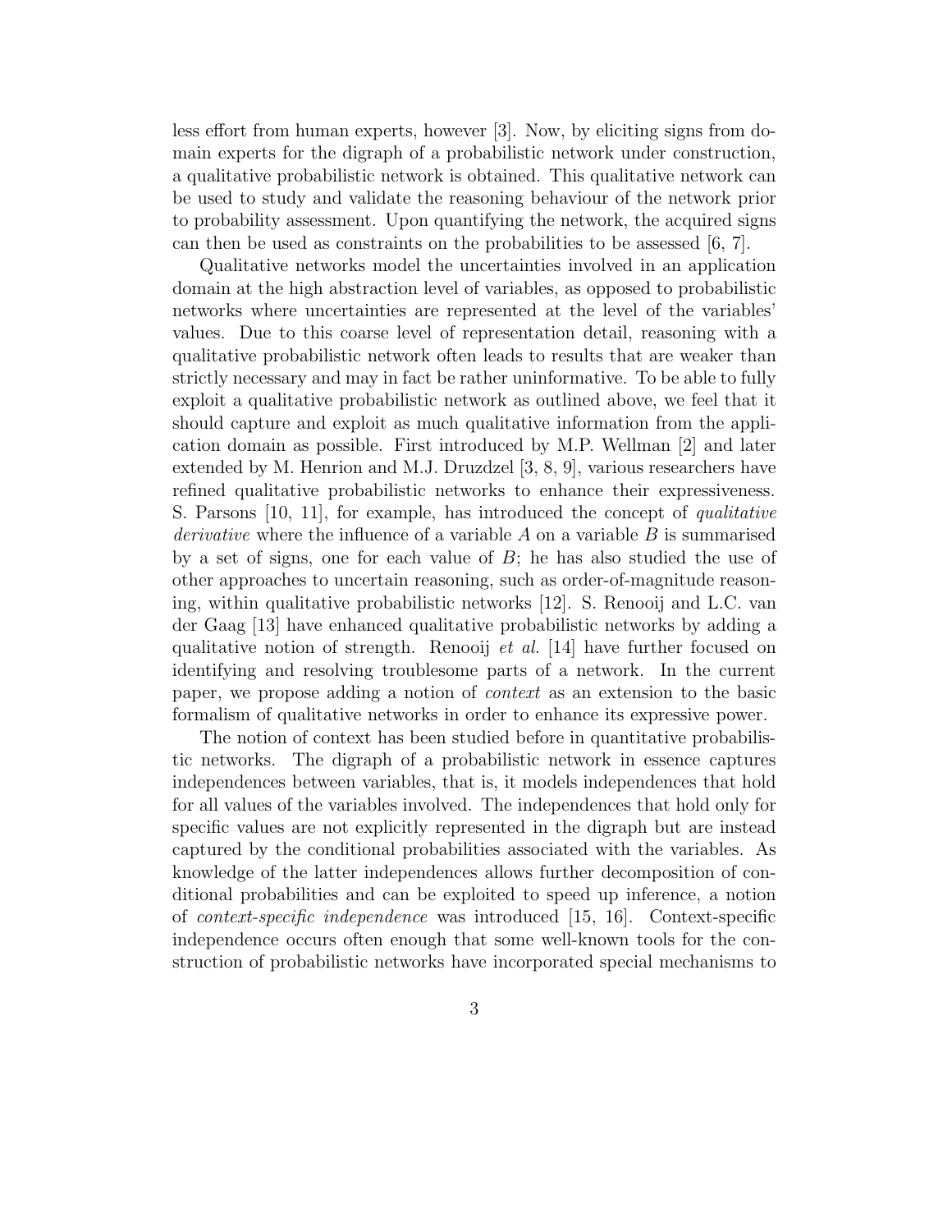less effort from human experts, however [3]. Now, by eliciting signs from domain experts for the digraph of a probabilistic network under construction, a qualitative probabilistic network is obtained. This qualitative network can be used to study and validate the reasoning behaviour of the network prior to probability assessment. Upon quantifying the network, the acquired signs can then be used as constraints on the probabilities to be assessed [6, 7].

Qualitative networks model the uncertainties involved in an application domain at the high abstraction level of variables, as opposed to probabilistic networks where uncertainties are represented at the level of the variables' values. Due to this coarse level of representation detail, reasoning with a qualitative probabilistic network often leads to results that are weaker than strictly necessary and may in fact be rather uninformative. To be able to fully exploit a qualitative probabilistic network as outlined above, we feel that it should capture and exploit as much qualitative information from the application domain as possible. First introduced by M.P. Wellman [2] and later extended by M. Henrion and M.J. Druzdzel [3, 8, 9], various researchers have refined qualitative probabilistic networks to enhance their expressiveness. S. Parsons [10, 11], for example, has introduced the concept of *qualitative derivative* where the influence of a variable $A$ on a variable $B$ is summarised by a set of signs, one for each value of $B$; he has also studied the use of other approaches to uncertain reasoning, such as order-of-magnitude reasoning, within qualitative probabilistic networks [12]. S. Renooij and L.C. van der Gaag [13] have enhanced qualitative probabilistic networks by adding a qualitative notion of strength. Renooij *et al.* [14] have further focused on identifying and resolving troublesome parts of a network. In the current paper, we propose adding a notion of *context* as an extension to the basic formalism of qualitative networks in order to enhance its expressive power.

The notion of context has been studied before in quantitative probabilistic networks. The digraph of a probabilistic network in essence captures independences between variables, that is, it models independences that hold for all values of the variables involved. The independences that hold only for specific values are not explicitly represented in the digraph but are instead captured by the conditional probabilities associated with the variables. As knowledge of the latter independences allows further decomposition of conditional probabilities and can be exploited to speed up inference, a notion of *context-specific independence* was introduced [15, 16]. Context-specific independence occurs often enough that some well-known tools for the construction of probabilistic networks have incorporated special mechanisms to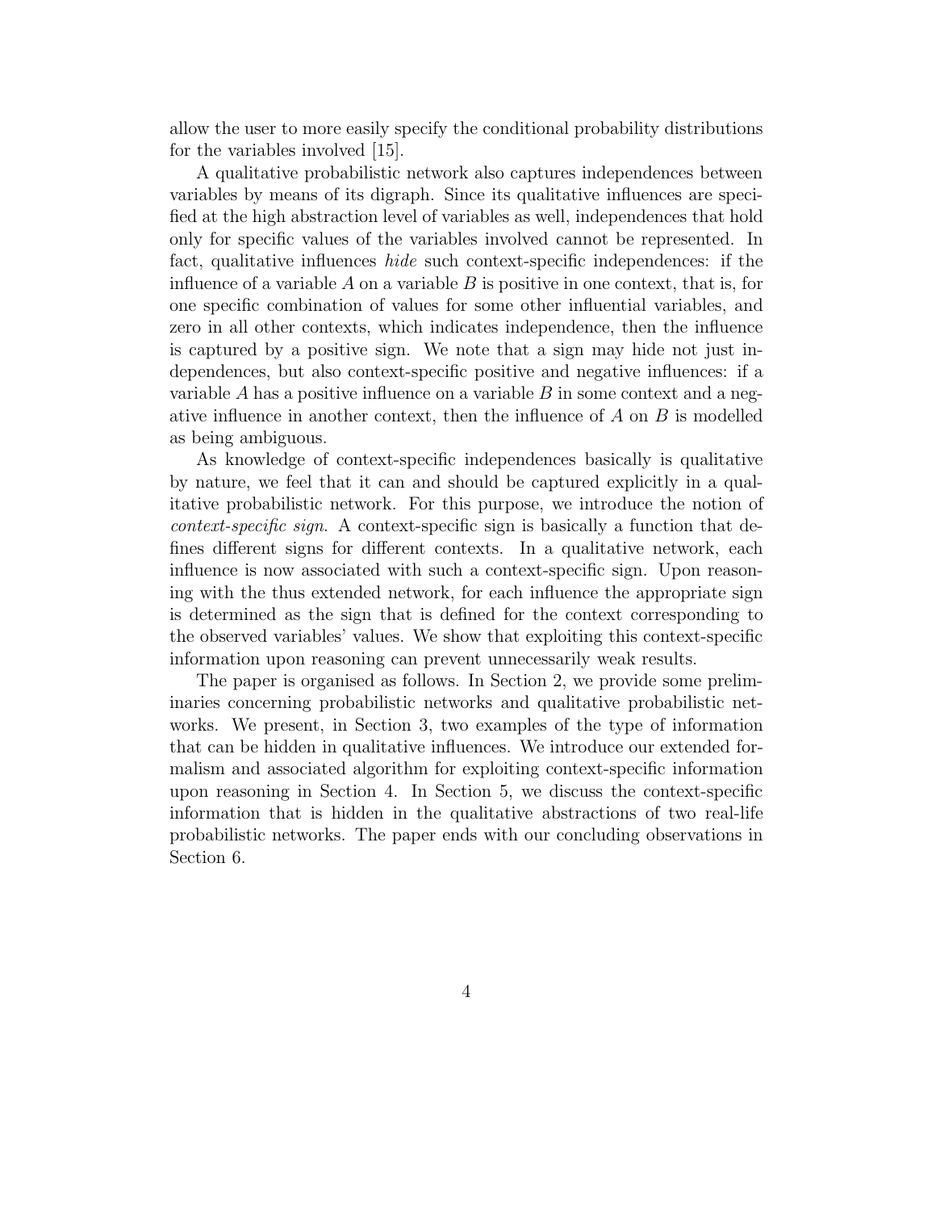allow the user to more easily specify the conditional probability distributions for the variables involved [15].

A qualitative probabilistic network also captures independences between variables by means of its digraph. Since its qualitative influences are specified at the high abstraction level of variables as well, independences that hold only for specific values of the variables involved cannot be represented. In fact, qualitative influences *hide* such context-specific independences: if the influence of a variable $A$ on a variable $B$ is positive in one context, that is, for one specific combination of values for some other influential variables, and zero in all other contexts, which indicates independence, then the influence is captured by a positive sign. We note that a sign may hide not just independences, but also context-specific positive and negative influences: if a variable $A$ has a positive influence on a variable $B$ in some context and a negative influence in another context, then the influence of $A$ on $B$ is modelled as being ambiguous.

As knowledge of context-specific independences basically is qualitative by nature, we feel that it can and should be captured explicitly in a qualitative probabilistic network. For this purpose, we introduce the notion of *context-specific sign*. A context-specific sign is basically a function that defines different signs for different contexts. In a qualitative network, each influence is now associated with such a context-specific sign. Upon reasoning with the thus extended network, for each influence the appropriate sign is determined as the sign that is defined for the context corresponding to the observed variables' values. We show that exploiting this context-specific information upon reasoning can prevent unnecessarily weak results.

The paper is organised as follows. In Section 2, we provide some preliminaries concerning probabilistic networks and qualitative probabilistic networks. We present, in Section 3, two examples of the type of information that can be hidden in qualitative influences. We introduce our extended formalism and associated algorithm for exploiting context-specific information upon reasoning in Section 4. In Section 5, we discuss the context-specific information that is hidden in the qualitative abstractions of two real-life probabilistic networks. The paper ends with our concluding observations in Section 6.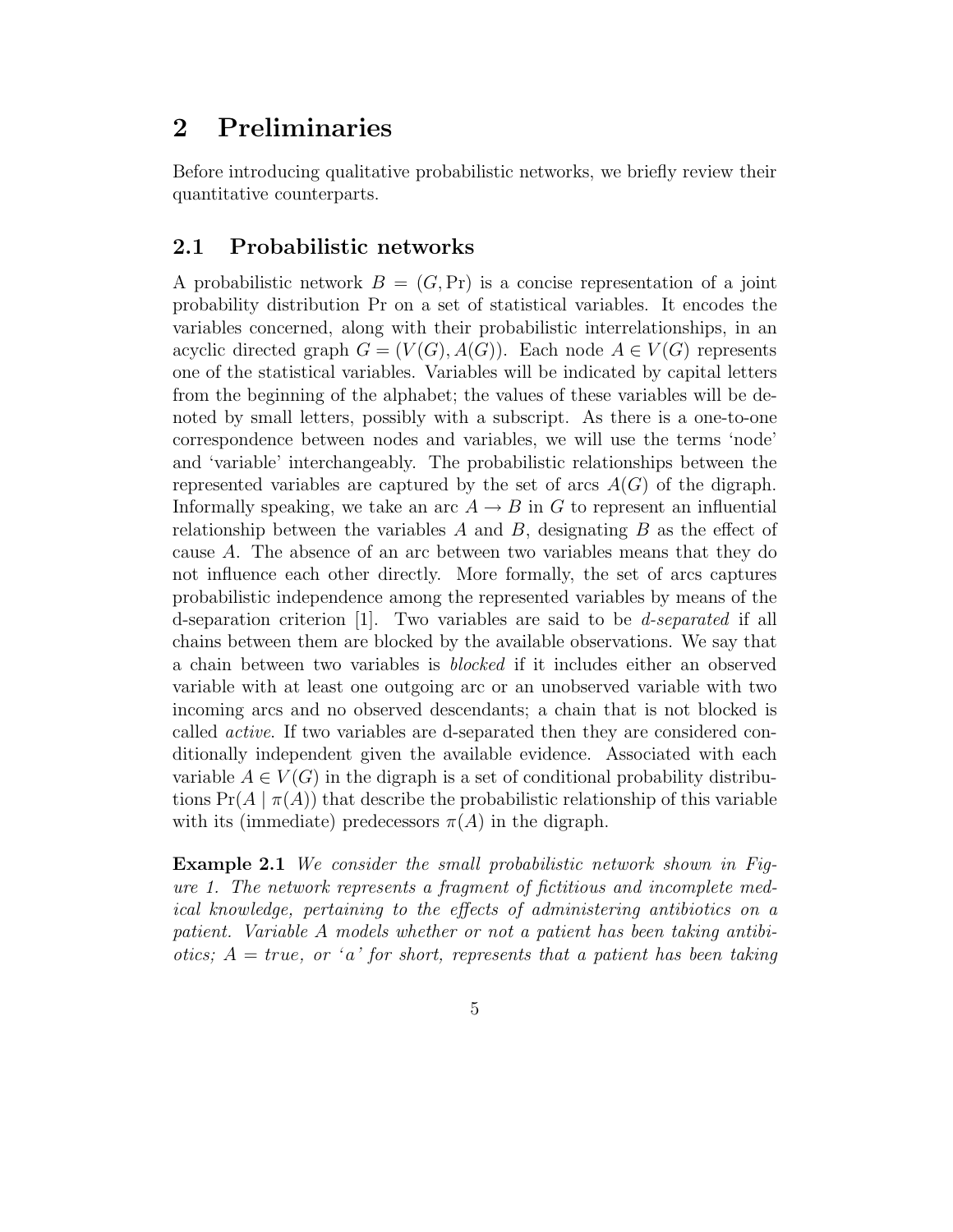## 2 Preliminaries

Before introducing qualitative probabilistic networks, we briefly review their quantitative counterparts.

### 2.1 Probabilistic networks

A probabilistic network $B = (G, \Pr)$ is a concise representation of a joint probability distribution Pr on a set of statistical variables. It encodes the variables concerned, along with their probabilistic interrelationships, in an acyclic directed graph $G = (V(G), A(G))$. Each node $A \in V(G)$ represents one of the statistical variables. Variables will be indicated by capital letters from the beginning of the alphabet; the values of these variables will be denoted by small letters, possibly with a subscript. As there is a one-to-one correspondence between nodes and variables, we will use the terms 'node' and 'variable' interchangeably. The probabilistic relationships between the represented variables are captured by the set of arcs $A(G)$ of the digraph. Informally speaking, we take an arc $A \rightarrow B$ in $G$ to represent an influential relationship between the variables $A$ and $B$, designating $B$ as the effect of cause $A$. The absence of an arc between two variables means that they do not influence each other directly. More formally, the set of arcs captures probabilistic independence among the represented variables by means of the d-separation criterion [1]. Two variables are said to be *d-separated* if all chains between them are blocked by the available observations. We say that a chain between two variables is *blocked* if it includes either an observed variable with at least one outgoing arc or an unobserved variable with two incoming arcs and no observed descendants; a chain that is not blocked is called *active*. If two variables are d-separated then they are considered conditionally independent given the available evidence. Associated with each variable $A \in V(G)$ in the digraph is a set of conditional probability distributions $\Pr(A \mid \pi(A))$ that describe the probabilistic relationship of this variable with its (immediate) predecessors $\pi(A)$ in the digraph.

**Example 2.1** *We consider the small probabilistic network shown in Figure 1. The network represents a fragment of fictitious and incomplete medical knowledge, pertaining to the effects of administering antibiotics on a patient. Variable A models whether or not a patient has been taking antibiotics; A = true, or 'a' for short, represents that a patient has been taking*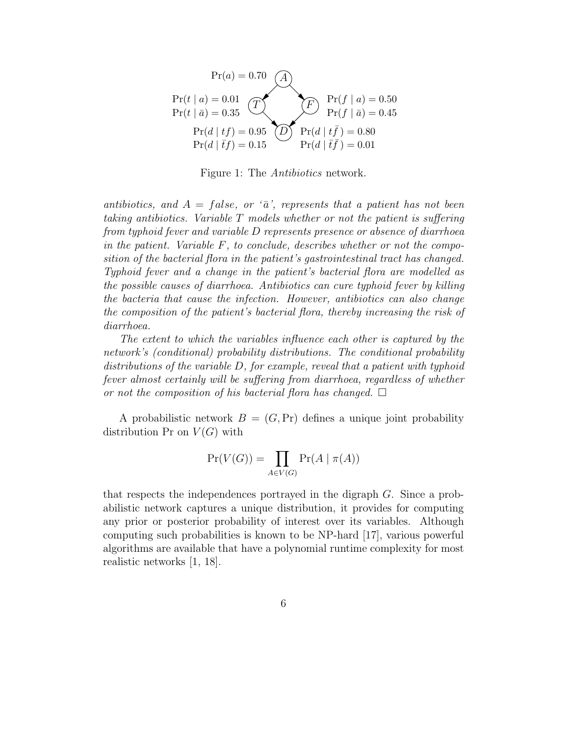$\Pr(a) = 0.70$

$\Pr(t \mid a) = 0.01$
$\Pr(t \mid \bar{a}) = 0.35$

$\Pr(f \mid a) = 0.50$
$\Pr(f \mid \bar{a}) = 0.45$

$\Pr(d \mid tf) = 0.95$
$\Pr(d \mid \bar{t}f) = 0.15$
$\Pr(d \mid t\bar{f}) = 0.80$
$\Pr(d \mid \bar{t}\bar{f}) = 0.01$

Figure 1: The *Antibiotics* network.

*antibiotics, and $A = false$, or '$\bar{a}$', represents that a patient has not been taking antibiotics. Variable $T$ models whether or not the patient is suffering from typhoid fever and variable $D$ represents presence or absence of diarrhoea in the patient. Variable $F$, to conclude, describes whether or not the composition of the bacterial flora in the patient's gastrointestinal tract has changed. Typhoid fever and a change in the patient's bacterial flora are modelled as the possible causes of diarrhoea. Antibiotics can cure typhoid fever by killing the bacteria that cause the infection. However, antibiotics can also change the composition of the patient's bacterial flora, thereby increasing the risk of diarrhoea.*

*The extent to which the variables influence each other is captured by the network's (conditional) probability distributions. The conditional probability distributions of the variable $D$, for example, reveal that a patient with typhoid fever almost certainly will be suffering from diarrhoea, regardless of whether or not the composition of his bacterial flora has changed.* □

A probabilistic network $B = (G, \Pr)$ defines a unique joint probability distribution $\Pr$ on $V(G)$ with

$$\Pr(V(G)) = \prod_{A \in V(G)} \Pr(A \mid \pi(A))$$

that respects the independences portrayed in the digraph $G$. Since a probabilistic network captures a unique distribution, it provides for computing any prior or posterior probability of interest over its variables. Although computing such probabilities is known to be NP-hard [17], various powerful algorithms are available that have a polynomial runtime complexity for most realistic networks [1, 18].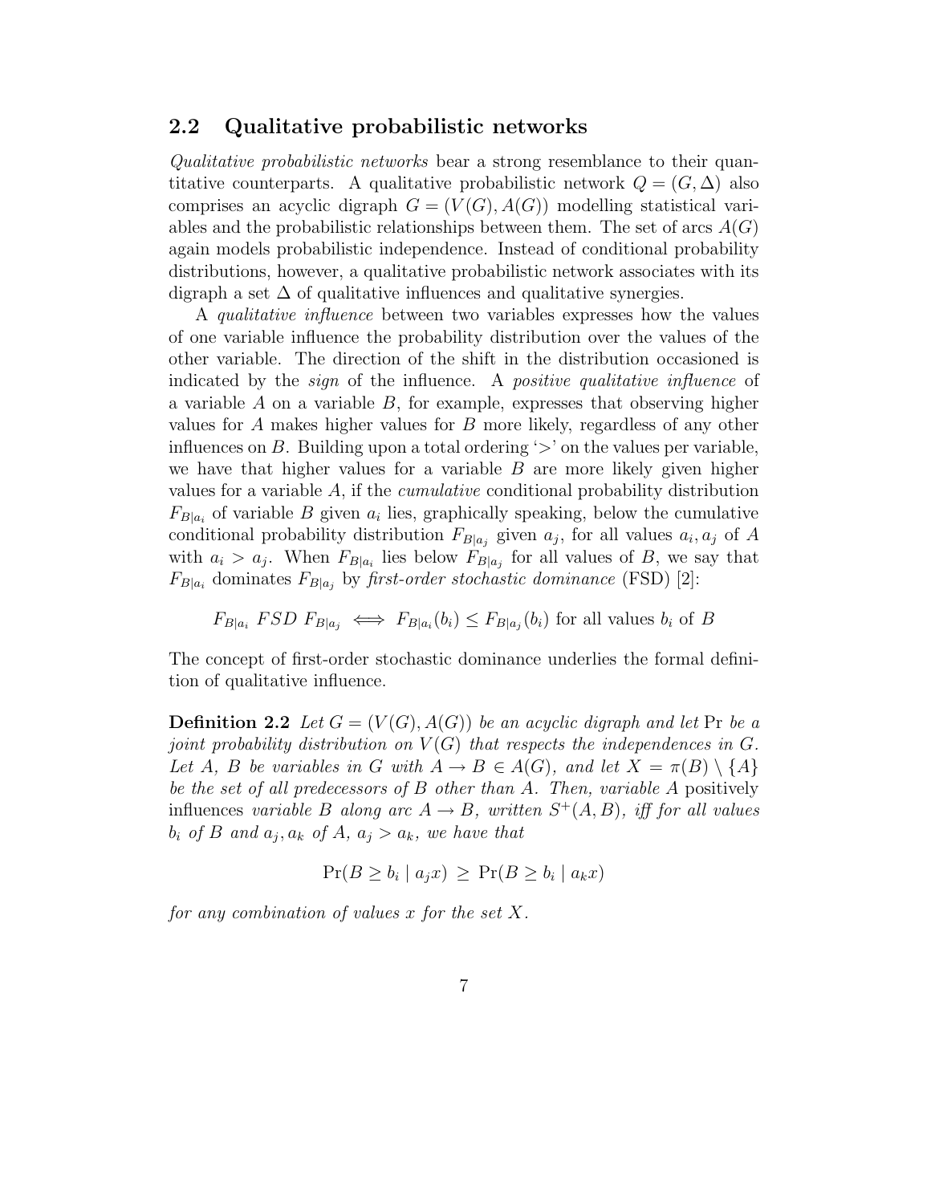## 2.2 Qualitative probabilistic networks

*Qualitative probabilistic networks* bear a strong resemblance to their quantitative counterparts. A qualitative probabilistic network $Q = (G, \Delta)$ also comprises an acyclic digraph $G = (V(G), A(G))$ modelling statistical variables and the probabilistic relationships between them. The set of arcs $A(G)$ again models probabilistic independence. Instead of conditional probability distributions, however, a qualitative probabilistic network associates with its digraph a set $\Delta$ of qualitative influences and qualitative synergies.

A *qualitative influence* between two variables expresses how the values of one variable influence the probability distribution over the values of the other variable. The direction of the shift in the distribution occasioned is indicated by the *sign* of the influence. A *positive qualitative influence* of a variable $A$ on a variable $B$, for example, expresses that observing higher values for $A$ makes higher values for $B$ more likely, regardless of any other influences on $B$. Building upon a total ordering '$>$' on the values per variable, we have that higher values for a variable $B$ are more likely given higher values for a variable $A$, if the *cumulative* conditional probability distribution $F_{B|a_i}$ of variable $B$ given $a_i$ lies, graphically speaking, below the cumulative conditional probability distribution $F_{B|a_j}$ given $a_j$, for all values $a_i, a_j$ of $A$ with $a_i > a_j$. When $F_{B|a_i}$ lies below $F_{B|a_j}$ for all values of $B$, we say that $F_{B|a_i}$ dominates $F_{B|a_j}$ by *first-order stochastic dominance* (FSD) [2]:

$$F_{B|a_i} \ FSD \ F_{B|a_j} \iff F_{B|a_i}(b_i) \leq F_{B|a_j}(b_i) \text{ for all values } b_i \text{ of } B$$

The concept of first-order stochastic dominance underlies the formal definition of qualitative influence.

**Definition 2.2** *Let $G = (V(G), A(G))$ be an acyclic digraph and let* $\Pr$ *be a joint probability distribution on $V(G)$ that respects the independences in $G$. Let $A$, $B$ be variables in $G$ with $A \rightarrow B \in A(G)$, and let $X = \pi(B) \setminus \{A\}$ be the set of all predecessors of $B$ other than $A$. Then, variable $A$* positively influences *variable $B$ along arc $A \rightarrow B$, written $S^+(A, B)$, iff for all values $b_i$ of $B$ and $a_j, a_k$ of $A$, $a_j > a_k$, we have that*

$$\Pr(B \geq b_i \mid a_j x) \ \geq \ \Pr(B \geq b_i \mid a_k x)$$

*for any combination of values $x$ for the set $X$.*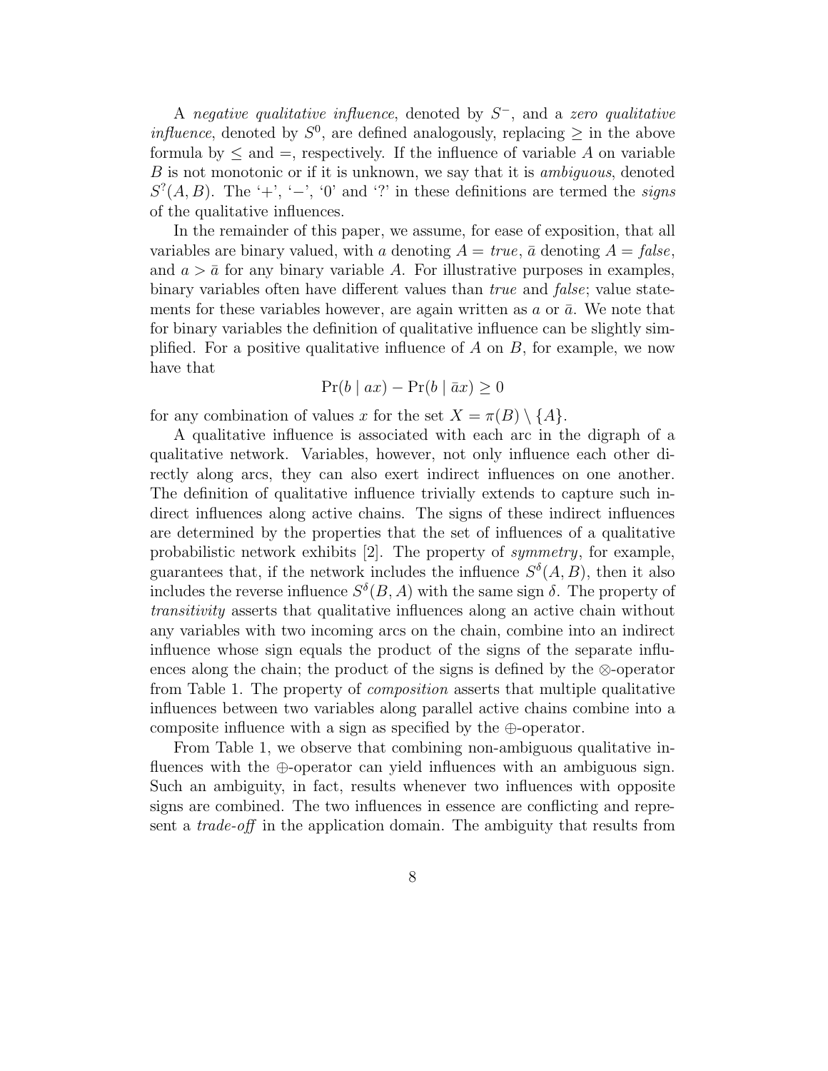A *negative qualitative influence*, denoted by $S^-$, and a *zero qualitative influence*, denoted by $S^0$, are defined analogously, replacing $\geq$ in the above formula by $\leq$ and $=$, respectively. If the influence of variable $A$ on variable $B$ is not monotonic or if it is unknown, we say that it is *ambiguous*, denoted $S^?(A, B)$. The '+', '−', '0' and '?' in these definitions are termed the *signs* of the qualitative influences.

In the remainder of this paper, we assume, for ease of exposition, that all variables are binary valued, with $a$ denoting $A = \mathit{true}$, $\bar{a}$ denoting $A = \mathit{false}$, and $a > \bar{a}$ for any binary variable $A$. For illustrative purposes in examples, binary variables often have different values than *true* and *false*; value statements for these variables however, are again written as $a$ or $\bar{a}$. We note that for binary variables the definition of qualitative influence can be slightly simplified. For a positive qualitative influence of $A$ on $B$, for example, we now have that

$$\Pr(b \mid ax) - \Pr(b \mid \bar{a}x) \geq 0$$

for any combination of values $x$ for the set $X = \pi(B) \setminus \{A\}$.

A qualitative influence is associated with each arc in the digraph of a qualitative network. Variables, however, not only influence each other directly along arcs, they can also exert indirect influences on one another. The definition of qualitative influence trivially extends to capture such indirect influences along active chains. The signs of these indirect influences are determined by the properties that the set of influences of a qualitative probabilistic network exhibits [2]. The property of *symmetry*, for example, guarantees that, if the network includes the influence $S^\delta(A, B)$, then it also includes the reverse influence $S^\delta(B, A)$ with the same sign $\delta$. The property of *transitivity* asserts that qualitative influences along an active chain without any variables with two incoming arcs on the chain, combine into an indirect influence whose sign equals the product of the signs of the separate influences along the chain; the product of the signs is defined by the $\otimes$-operator from Table 1. The property of *composition* asserts that multiple qualitative influences between two variables along parallel active chains combine into a composite influence with a sign as specified by the $\oplus$-operator.

From Table 1, we observe that combining non-ambiguous qualitative influences with the $\oplus$-operator can yield influences with an ambiguous sign. Such an ambiguity, in fact, results whenever two influences with opposite signs are combined. The two influences in essence are conflicting and represent a *trade-off* in the application domain. The ambiguity that results from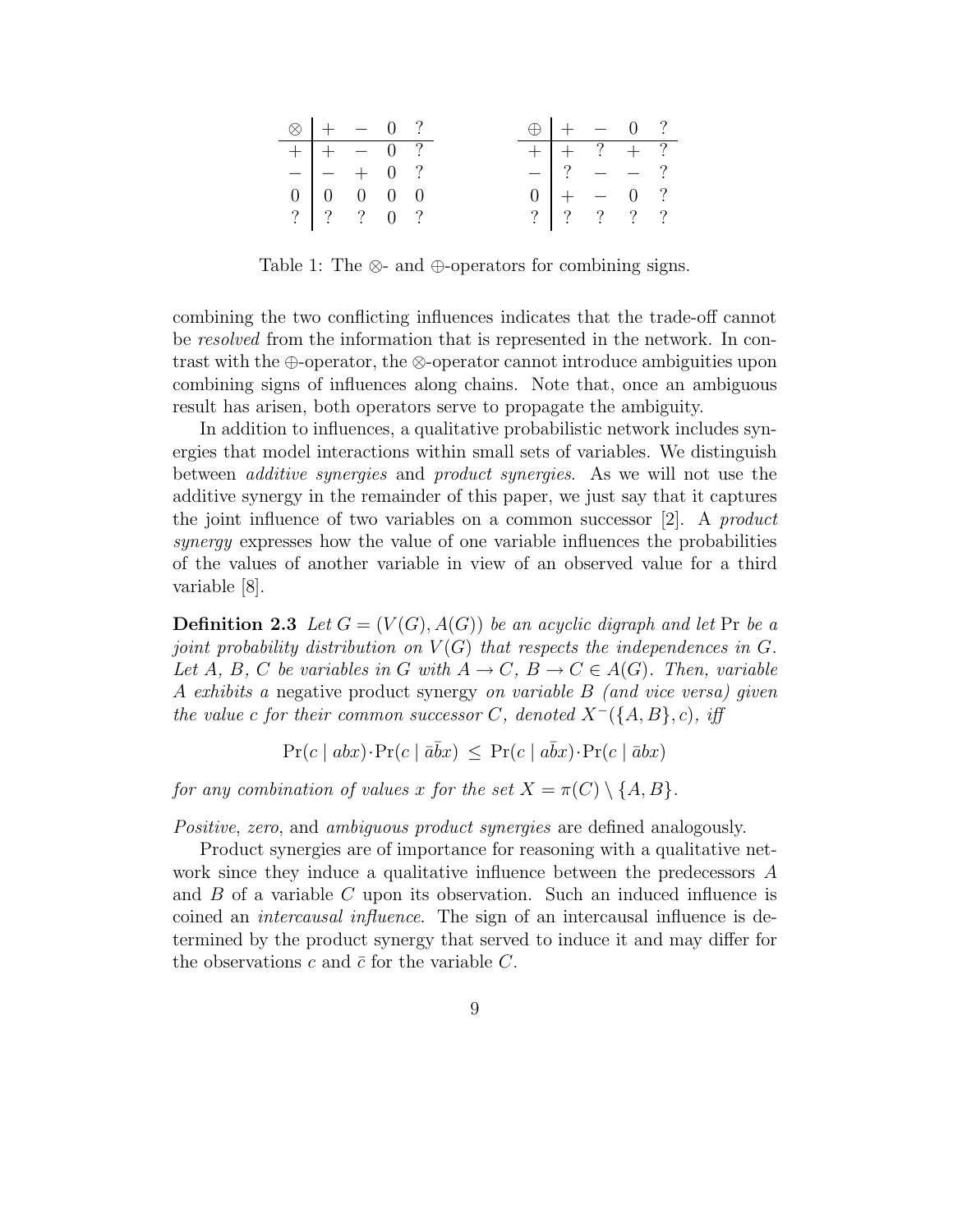| $\otimes$ | $+$ | $-$ | $0$ | $?$ |
|---|---|---|---|---|
| $+$ | $+$ | $-$ | $0$ | $?$ |
| $-$ | $-$ | $+$ | $0$ | $?$ |
| $0$ | $0$ | $0$ | $0$ | $0$ |
| $?$ | $?$ | $?$ | $0$ | $?$ |

| $\oplus$ | $+$ | $-$ | $0$ | $?$ |
|---|---|---|---|---|
| $+$ | $+$ | $?$ | $+$ | $?$ |
| $-$ | $?$ | $-$ | $-$ | $?$ |
| $0$ | $+$ | $-$ | $0$ | $?$ |
| $?$ | $?$ | $?$ | $?$ | $?$ |

Table 1: The $\otimes$- and $\oplus$-operators for combining signs.

combining the two conflicting influences indicates that the trade-off cannot be *resolved* from the information that is represented in the network. In contrast with the $\oplus$-operator, the $\otimes$-operator cannot introduce ambiguities upon combining signs of influences along chains. Note that, once an ambiguous result has arisen, both operators serve to propagate the ambiguity.

In addition to influences, a qualitative probabilistic network includes synergies that model interactions within small sets of variables. We distinguish between *additive synergies* and *product synergies*. As we will not use the additive synergy in the remainder of this paper, we just say that it captures the joint influence of two variables on a common successor [2]. A *product synergy* expresses how the value of one variable influences the probabilities of the values of another variable in view of an observed value for a third variable [8].

**Definition 2.3** *Let $G = (V(G), A(G))$ be an acyclic digraph and let $\Pr$ be a joint probability distribution on $V(G)$ that respects the independences in $G$. Let $A$, $B$, $C$ be variables in $G$ with $A \to C$, $B \to C \in A(G)$. Then, variable $A$ exhibits a* negative product synergy *on variable $B$ (and vice versa) given the value $c$ for their common successor $C$, denoted $X^-(\{A, B\}, c)$, iff*

$$\Pr(c \mid abx) \cdot \Pr(c \mid \bar{a}\bar{b}x) \leq \Pr(c \mid a\bar{b}x) \cdot \Pr(c \mid \bar{a}bx)$$

*for any combination of values $x$ for the set $X = \pi(C) \setminus \{A, B\}$.*

*Positive*, *zero*, and *ambiguous product synergies* are defined analogously.

Product synergies are of importance for reasoning with a qualitative network since they induce a qualitative influence between the predecessors $A$ and $B$ of a variable $C$ upon its observation. Such an induced influence is coined an *intercausal influence*. The sign of an intercausal influence is determined by the product synergy that served to induce it and may differ for the observations $c$ and $\bar{c}$ for the variable $C$.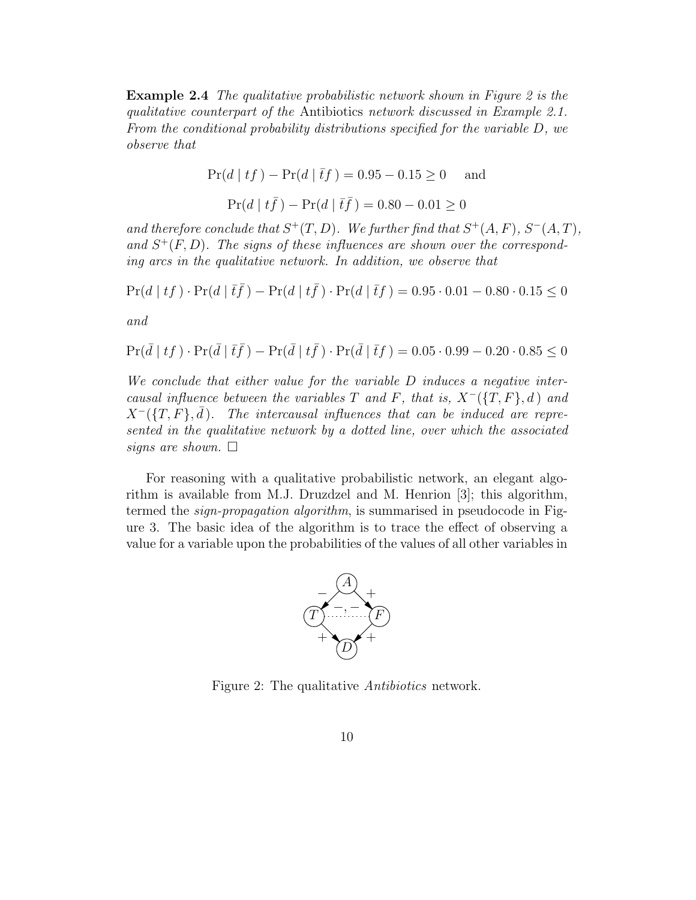**Example 2.4** *The qualitative probabilistic network shown in Figure 2 is the qualitative counterpart of the* Antibiotics *network discussed in Example 2.1. From the conditional probability distributions specified for the variable $D$, we observe that*

$$\Pr(d \mid tf) - \Pr(d \mid \bar{t}f) = 0.95 - 0.15 \geq 0 \quad \text{and}$$

$$\Pr(d \mid t\bar{f}) - \Pr(d \mid \bar{t}\bar{f}) = 0.80 - 0.01 \geq 0$$

*and therefore conclude that $S^+(T, D)$. We further find that $S^+(A, F)$, $S^-(A, T)$, and $S^+(F, D)$. The signs of these influences are shown over the corresponding arcs in the qualitative network. In addition, we observe that*

$$\Pr(d \mid tf) \cdot \Pr(d \mid \bar{t}\bar{f}) - \Pr(d \mid t\bar{f}) \cdot \Pr(d \mid \bar{t}f) = 0.95 \cdot 0.01 - 0.80 \cdot 0.15 \leq 0$$

*and*

$$\Pr(\bar{d} \mid tf) \cdot \Pr(\bar{d} \mid \bar{t}\bar{f}) - \Pr(\bar{d} \mid t\bar{f}) \cdot \Pr(\bar{d} \mid \bar{t}f) = 0.05 \cdot 0.99 - 0.20 \cdot 0.85 \leq 0$$

*We conclude that either value for the variable $D$ induces a negative intercausal influence between the variables $T$ and $F$, that is, $X^-(\{T, F\}, d)$ and $X^-(\{T, F\}, \bar{d})$. The intercausal influences that can be induced are represented in the qualitative network by a dotted line, over which the associated signs are shown.* □

For reasoning with a qualitative probabilistic network, an elegant algorithm is available from M.J. Druzdzel and M. Henrion [3]; this algorithm, termed the *sign-propagation algorithm*, is summarised in pseudocode in Figure 3. The basic idea of the algorithm is to trace the effect of observing a value for a variable upon the probabilities of the values of all other variables in

Figure 2: The qualitative *Antibiotics* network.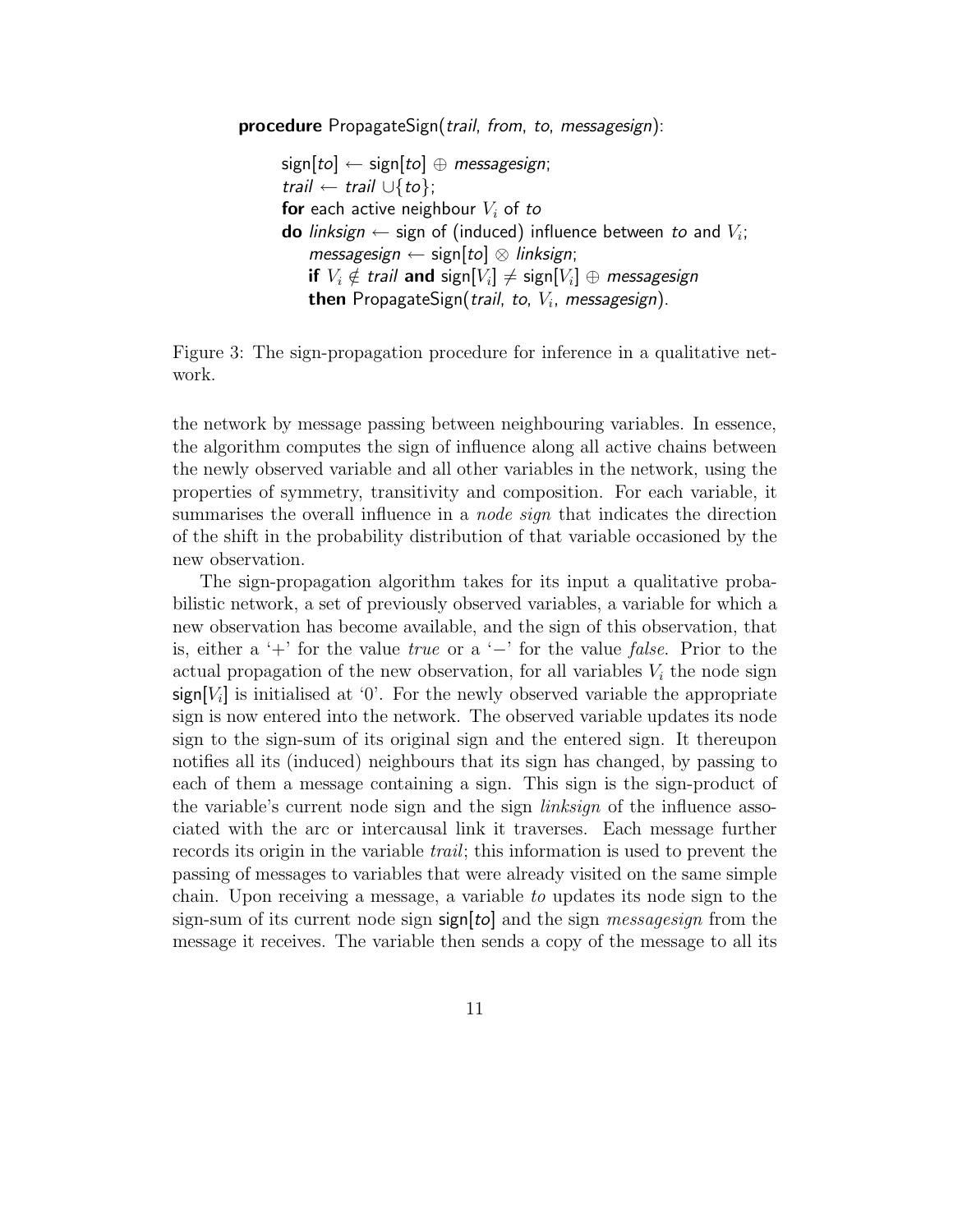```
procedure PropagateSign(trail, from, to, messagesign):

    sign[to] ← sign[to] ⊕ messagesign;
    trail ← trail ∪{to};
    for each active neighbour V_i of to
    do linksign ← sign of (induced) influence between to and V_i;
       messagesign ← sign[to] ⊗ linksign;
       if V_i ∉ trail and sign[V_i] ≠ sign[V_i] ⊕ messagesign
       then PropagateSign(trail, to, V_i, messagesign).
```

Figure 3: The sign-propagation procedure for inference in a qualitative network.

the network by message passing between neighbouring variables. In essence, the algorithm computes the sign of influence along all active chains between the newly observed variable and all other variables in the network, using the properties of symmetry, transitivity and composition. For each variable, it summarises the overall influence in a *node sign* that indicates the direction of the shift in the probability distribution of that variable occasioned by the new observation.

The sign-propagation algorithm takes for its input a qualitative probabilistic network, a set of previously observed variables, a variable for which a new observation has become available, and the sign of this observation, that is, either a '+' for the value *true* or a '−' for the value *false*. Prior to the actual propagation of the new observation, for all variables $V_i$ the node sign $\mathsf{sign}[V_i]$ is initialised at '0'. For the newly observed variable the appropriate sign is now entered into the network. The observed variable updates its node sign to the sign-sum of its original sign and the entered sign. It thereupon notifies all its (induced) neighbours that its sign has changed, by passing to each of them a message containing a sign. This sign is the sign-product of the variable's current node sign and the sign *linksign* of the influence associated with the arc or intercausal link it traverses. Each message further records its origin in the variable *trail*; this information is used to prevent the passing of messages to variables that were already visited on the same simple chain. Upon receiving a message, a variable *to* updates its node sign to the sign-sum of its current node sign $\mathsf{sign}[to]$ and the sign *messagesign* from the message it receives. The variable then sends a copy of the message to all its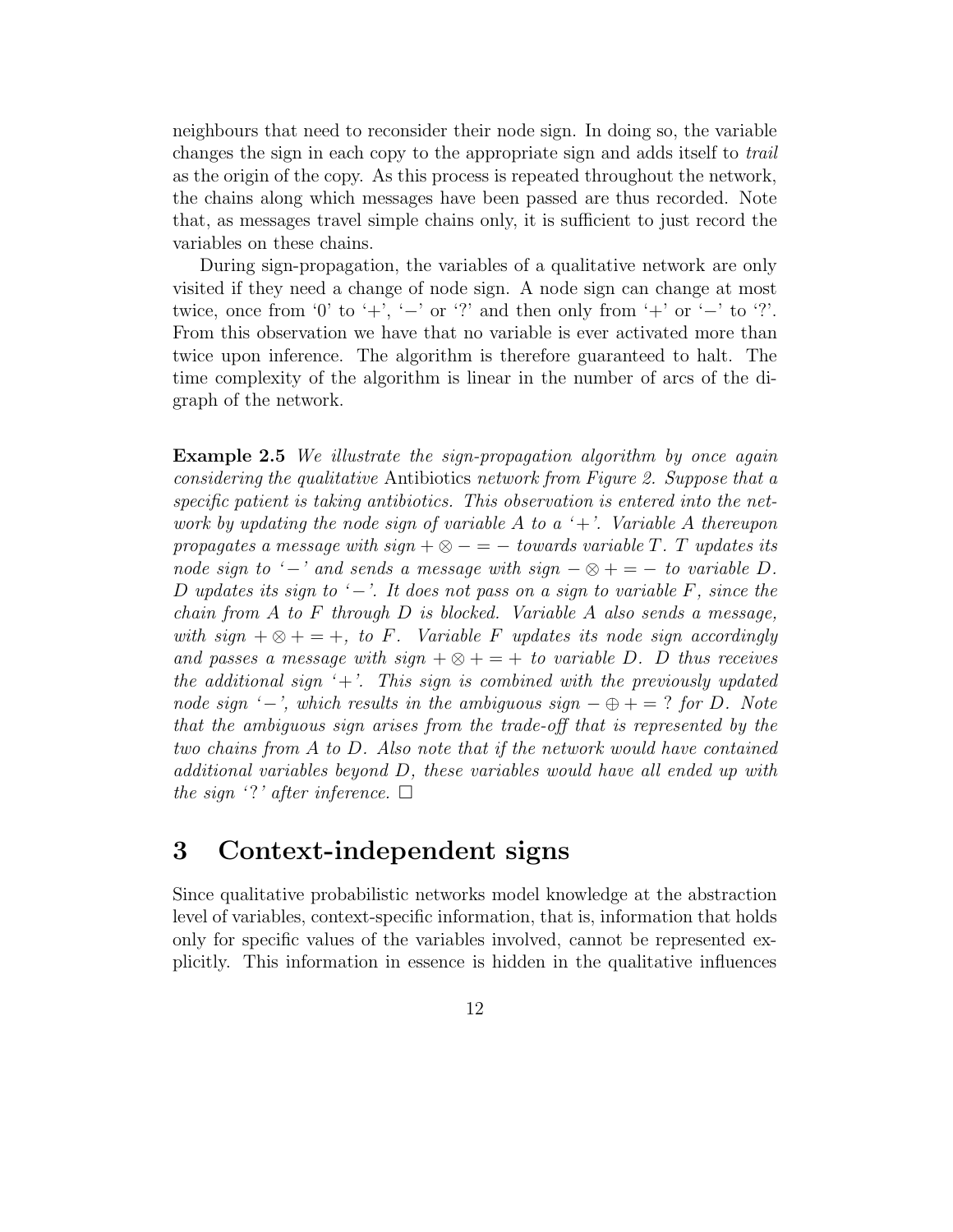neighbours that need to reconsider their node sign. In doing so, the variable changes the sign in each copy to the appropriate sign and adds itself to *trail* as the origin of the copy. As this process is repeated throughout the network, the chains along which messages have been passed are thus recorded. Note that, as messages travel simple chains only, it is sufficient to just record the variables on these chains.

During sign-propagation, the variables of a qualitative network are only visited if they need a change of node sign. A node sign can change at most twice, once from '0' to '+', '−' or '?' and then only from '+' or '−' to '?'. From this observation we have that no variable is ever activated more than twice upon inference. The algorithm is therefore guaranteed to halt. The time complexity of the algorithm is linear in the number of arcs of the digraph of the network.

**Example 2.5** *We illustrate the sign-propagation algorithm by once again considering the qualitative* Antibiotics *network from Figure 2. Suppose that a specific patient is taking antibiotics. This observation is entered into the network by updating the node sign of variable $A$ to a '$+$'. Variable $A$ thereupon propagates a message with sign $+ \otimes - = -$ towards variable $T$. $T$ updates its node sign to '$-$' and sends a message with sign $- \otimes + = -$ to variable $D$. $D$ updates its sign to '$-$'. It does not pass on a sign to variable $F$, since the chain from $A$ to $F$ through $D$ is blocked. Variable $A$ also sends a message, with sign $+ \otimes + = +$, to $F$. Variable $F$ updates its node sign accordingly and passes a message with sign $+ \otimes + = +$ to variable $D$. $D$ thus receives the additional sign '$+$'. This sign is combined with the previously updated node sign '$-$', which results in the ambiguous sign $- \oplus + = ?$ for $D$. Note that the ambiguous sign arises from the trade-off that is represented by the two chains from $A$ to $D$. Also note that if the network would have contained additional variables beyond $D$, these variables would have all ended up with the sign '?' after inference.* □

# 3 Context-independent signs

Since qualitative probabilistic networks model knowledge at the abstraction level of variables, context-specific information, that is, information that holds only for specific values of the variables involved, cannot be represented explicitly. This information in essence is hidden in the qualitative influences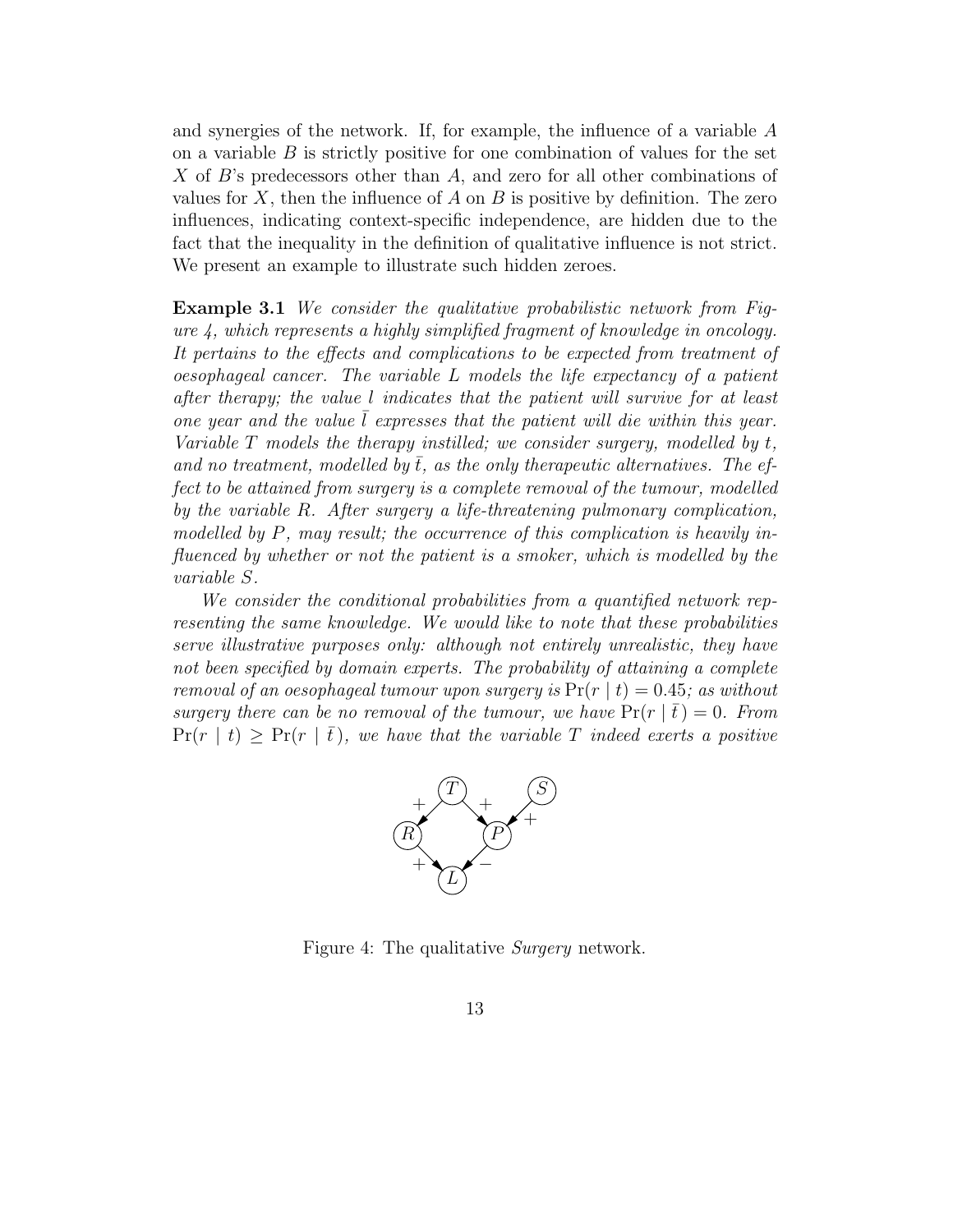and synergies of the network. If, for example, the influence of a variable $A$ on a variable $B$ is strictly positive for one combination of values for the set $X$ of $B$'s predecessors other than $A$, and zero for all other combinations of values for $X$, then the influence of $A$ on $B$ is positive by definition. The zero influences, indicating context-specific independence, are hidden due to the fact that the inequality in the definition of qualitative influence is not strict. We present an example to illustrate such hidden zeroes.

**Example 3.1** *We consider the qualitative probabilistic network from Figure 4, which represents a highly simplified fragment of knowledge in oncology. It pertains to the effects and complications to be expected from treatment of oesophageal cancer. The variable $L$ models the life expectancy of a patient after therapy; the value $l$ indicates that the patient will survive for at least one year and the value $\bar{l}$ expresses that the patient will die within this year. Variable $T$ models the therapy instilled; we consider surgery, modelled by $t$, and no treatment, modelled by $\bar{t}$, as the only therapeutic alternatives. The effect to be attained from surgery is a complete removal of the tumour, modelled by the variable $R$. After surgery a life-threatening pulmonary complication, modelled by $P$, may result; the occurrence of this complication is heavily influenced by whether or not the patient is a smoker, which is modelled by the variable $S$.*

*We consider the conditional probabilities from a quantified network representing the same knowledge. We would like to note that these probabilities serve illustrative purposes only: although not entirely unrealistic, they have not been specified by domain experts. The probability of attaining a complete removal of an oesophageal tumour upon surgery is $\Pr(r \mid t) = 0.45$; as without surgery there can be no removal of the tumour, we have $\Pr(r \mid \bar{t}) = 0$. From $\Pr(r \mid t) \geq \Pr(r \mid \bar{t})$, we have that the variable $T$ indeed exerts a positive*

Figure 4: The qualitative *Surgery* network.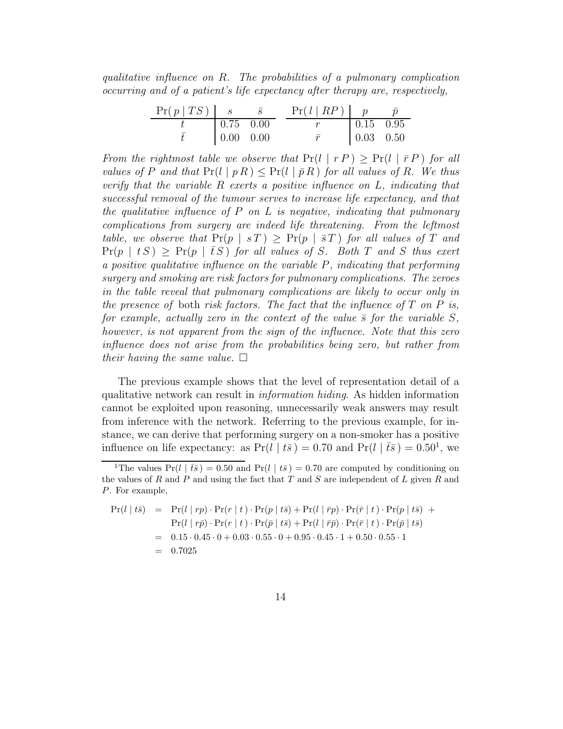*qualitative influence on R. The probabilities of a pulmonary complication occurring and of a patient's life expectancy after therapy are, respectively,*

| $\Pr(p \mid TS)$ | $s$ | $\bar{s}$ |
|---|---|---|
| $t$ | 0.75 | 0.00 |
| $\bar{t}$ | 0.00 | 0.00 |

| $\Pr(l \mid RP)$ | $p$ | $\bar{p}$ |
|---|---|---|
| $r$ | 0.15 | 0.95 |
| $\bar{r}$ | 0.03 | 0.50 |

*From the rightmost table we observe that $\Pr(l \mid r\,P) \geq \Pr(l \mid \bar{r}\,P)$ for all values of $P$ and that $\Pr(l \mid p\,R) \leq \Pr(l \mid \bar{p}\,R)$ for all values of $R$. We thus verify that the variable $R$ exerts a positive influence on $L$, indicating that successful removal of the tumour serves to increase life expectancy, and that the qualitative influence of $P$ on $L$ is negative, indicating that pulmonary complications from surgery are indeed life threatening. From the leftmost table, we observe that $\Pr(p \mid s\,T) \geq \Pr(p \mid \bar{s}\,T)$ for all values of $T$ and $\Pr(p \mid t\,S) \geq \Pr(p \mid \bar{t}\,S)$ for all values of $S$. Both $T$ and $S$ thus exert a positive qualitative influence on the variable $P$, indicating that performing surgery and smoking are risk factors for pulmonary complications. The zeroes in the table reveal that pulmonary complications are likely to occur only in the presence of* both *risk factors. The fact that the influence of $T$ on $P$ is, for example, actually zero in the context of the value $\bar{s}$ for the variable $S$, however, is not apparent from the sign of the influence. Note that this zero influence does not arise from the probabilities being zero, but rather from their having the same value.* □

The previous example shows that the level of representation detail of a qualitative network can result in *information hiding*. As hidden information cannot be exploited upon reasoning, unnecessarily weak answers may result from inference with the network. Referring to the previous example, for instance, we can derive that performing surgery on a non-smoker has a positive influence on life expectancy: as $\Pr(l \mid t\bar{s}) = 0.70$ and $\Pr(l \mid \bar{t}\bar{s}) = 0.50$[1], we

[1] The values $\Pr(l \mid \bar{t}\bar{s}) = 0.50$ and $\Pr(l \mid t\bar{s}) = 0.70$ are computed by conditioning on the values of $R$ and $P$ and using the fact that $T$ and $S$ are independent of $L$ given $R$ and $P$. For example,

$$
\begin{aligned}
\Pr(l \mid t\bar{s}) &= \Pr(l \mid rp) \cdot \Pr(r \mid t) \cdot \Pr(p \mid t\bar{s}) + \Pr(l \mid \bar{r}p) \cdot \Pr(\bar{r} \mid t) \cdot \Pr(p \mid t\bar{s}) \; + \\
&\quad\; \Pr(l \mid r\bar{p}) \cdot \Pr(r \mid t) \cdot \Pr(\bar{p} \mid t\bar{s}) + \Pr(l \mid \bar{r}\bar{p}) \cdot \Pr(\bar{r} \mid t) \cdot \Pr(\bar{p} \mid t\bar{s}) \\
&= 0.15 \cdot 0.45 \cdot 0 + 0.03 \cdot 0.55 \cdot 0 + 0.95 \cdot 0.45 \cdot 1 + 0.50 \cdot 0.55 \cdot 1 \\
&= 0.7025
\end{aligned}
$$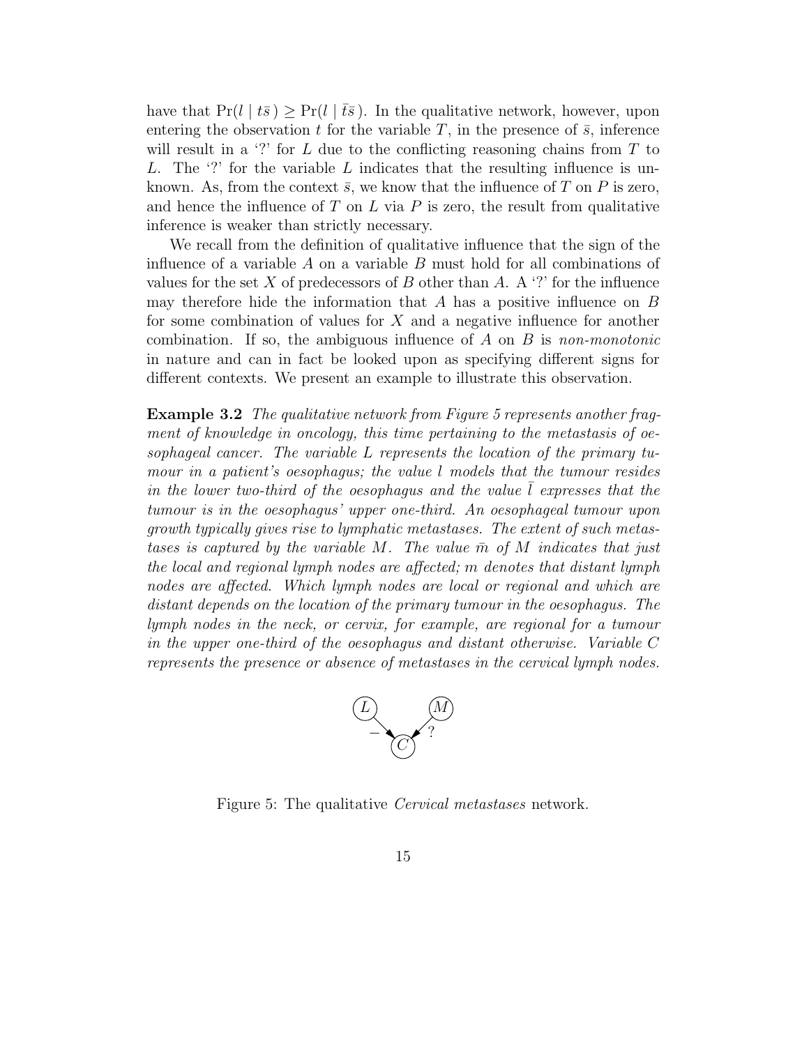have that $\Pr(l \mid t\bar{s}) \geq \Pr(l \mid \bar{t}\bar{s})$. In the qualitative network, however, upon entering the observation $t$ for the variable $T$, in the presence of $\bar{s}$, inference will result in a '?' for $L$ due to the conflicting reasoning chains from $T$ to $L$. The '?' for the variable $L$ indicates that the resulting influence is unknown. As, from the context $\bar{s}$, we know that the influence of $T$ on $P$ is zero, and hence the influence of $T$ on $L$ via $P$ is zero, the result from qualitative inference is weaker than strictly necessary.

We recall from the definition of qualitative influence that the sign of the influence of a variable $A$ on a variable $B$ must hold for all combinations of values for the set $X$ of predecessors of $B$ other than $A$. A '?' for the influence may therefore hide the information that $A$ has a positive influence on $B$ for some combination of values for $X$ and a negative influence for another combination. If so, the ambiguous influence of $A$ on $B$ is *non-monotonic* in nature and can in fact be looked upon as specifying different signs for different contexts. We present an example to illustrate this observation.

**Example 3.2** *The qualitative network from Figure 5 represents another fragment of knowledge in oncology, this time pertaining to the metastasis of oesophageal cancer. The variable $L$ represents the location of the primary tumour in a patient's oesophagus; the value $l$ models that the tumour resides in the lower two-third of the oesophagus and the value $\bar{l}$ expresses that the tumour is in the oesophagus' upper one-third. An oesophageal tumour upon growth typically gives rise to lymphatic metastases. The extent of such metastases is captured by the variable $M$. The value $\bar{m}$ of $M$ indicates that just the local and regional lymph nodes are affected; $m$ denotes that distant lymph nodes are affected. Which lymph nodes are local or regional and which are distant depends on the location of the primary tumour in the oesophagus. The lymph nodes in the neck, or cervix, for example, are regional for a tumour in the upper one-third of the oesophagus and distant otherwise. Variable $C$ represents the presence or absence of metastases in the cervical lymph nodes.*

Figure 5: The qualitative *Cervical metastases* network.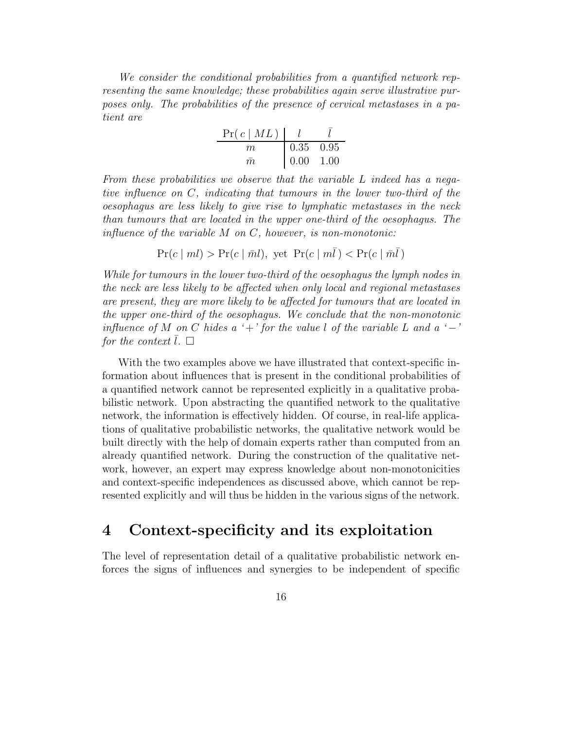*We consider the conditional probabilities from a quantified network representing the same knowledge; these probabilities again serve illustrative purposes only. The probabilities of the presence of cervical metastases in a patient are*

| $\Pr(c \mid ML)$ | $l$ | $\bar{l}$ |
|---|---|---|
| $m$ | 0.35 | 0.95 |
| $\bar{m}$ | 0.00 | 1.00 |

*From these probabilities we observe that the variable $L$ indeed has a negative influence on $C$, indicating that tumours in the lower two-third of the oesophagus are less likely to give rise to lymphatic metastases in the neck than tumours that are located in the upper one-third of the oesophagus. The influence of the variable $M$ on $C$, however, is non-monotonic:*

$$\Pr(c \mid ml) > \Pr(c \mid \bar{m}l), \text{ yet } \Pr(c \mid m\bar{l}\,) < \Pr(c \mid \bar{m}\bar{l}\,)$$

*While for tumours in the lower two-third of the oesophagus the lymph nodes in the neck are less likely to be affected when only local and regional metastases are present, they are more likely to be affected for tumours that are located in the upper one-third of the oesophagus. We conclude that the non-monotonic influence of $M$ on $C$ hides a '+' for the value $l$ of the variable $L$ and a '$-$' for the context $\bar{l}$.* $\square$

With the two examples above we have illustrated that context-specific information about influences that is present in the conditional probabilities of a quantified network cannot be represented explicitly in a qualitative probabilistic network. Upon abstracting the quantified network to the qualitative network, the information is effectively hidden. Of course, in real-life applications of qualitative probabilistic networks, the qualitative network would be built directly with the help of domain experts rather than computed from an already quantified network. During the construction of the qualitative network, however, an expert may express knowledge about non-monotonicities and context-specific independences as discussed above, which cannot be represented explicitly and will thus be hidden in the various signs of the network.

## 4 Context-specificity and its exploitation

The level of representation detail of a qualitative probabilistic network enforces the signs of influences and synergies to be independent of specific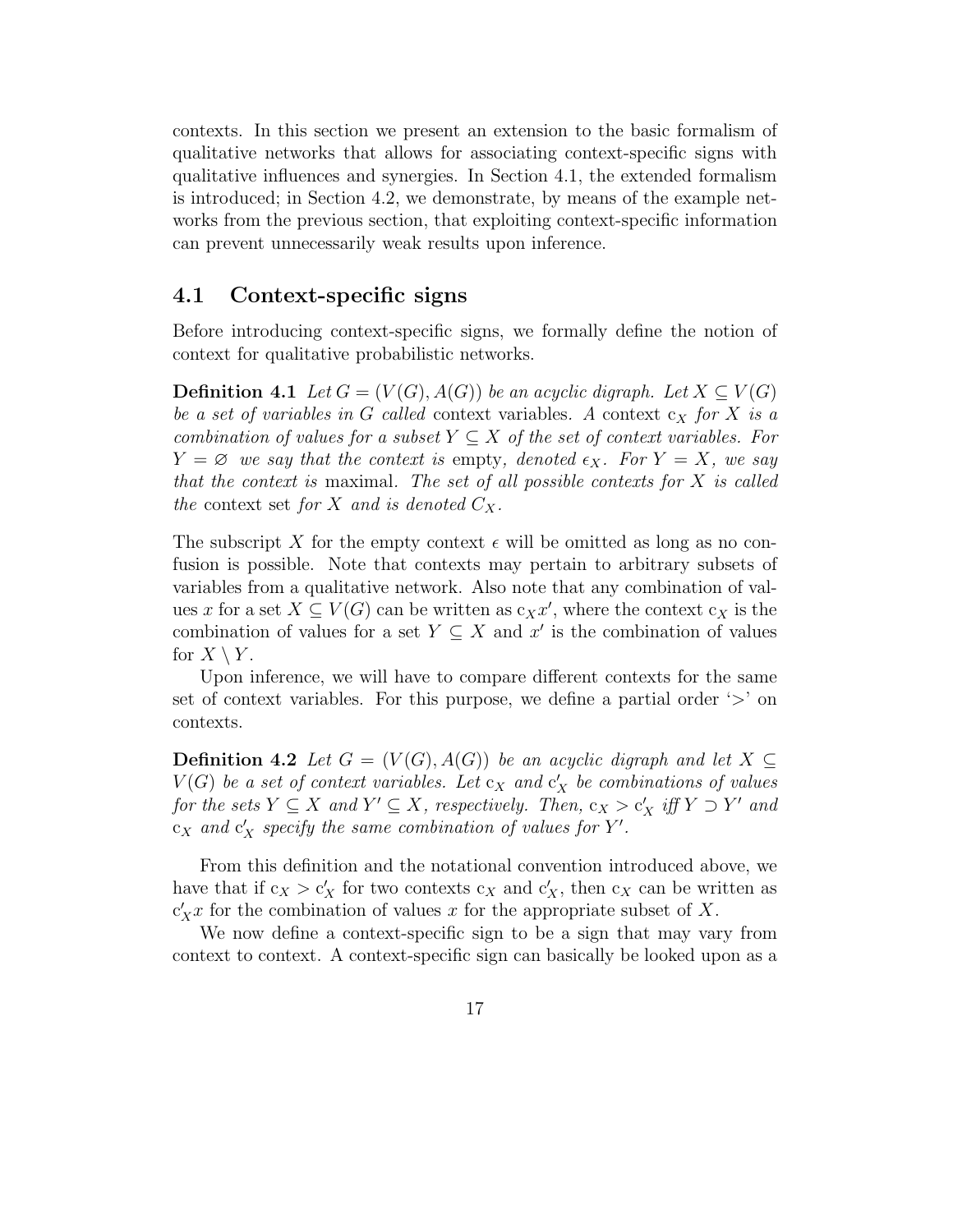contexts. In this section we present an extension to the basic formalism of qualitative networks that allows for associating context-specific signs with qualitative influences and synergies. In Section 4.1, the extended formalism is introduced; in Section 4.2, we demonstrate, by means of the example networks from the previous section, that exploiting context-specific information can prevent unnecessarily weak results upon inference.

## 4.1 Context-specific signs

Before introducing context-specific signs, we formally define the notion of context for qualitative probabilistic networks.

**Definition 4.1** *Let $G = (V(G), A(G))$ be an acyclic digraph. Let $X \subseteq V(G)$ be a set of variables in $G$ called* context variables*. A context $\mathrm{c}_X$ for $X$ is a combination of values for a subset $Y \subseteq X$ of the set of context variables. For $Y = \varnothing$ we say that the context is* empty*, denoted $\epsilon_X$. For $Y = X$, we say that the context is* maximal*. The set of all possible contexts for $X$ is called the* context set *for $X$ and is denoted $C_X$.*

The subscript $X$ for the empty context $\epsilon$ will be omitted as long as no confusion is possible. Note that contexts may pertain to arbitrary subsets of variables from a qualitative network. Also note that any combination of values $x$ for a set $X \subseteq V(G)$ can be written as $\mathrm{c}_X x'$, where the context $\mathrm{c}_X$ is the combination of values for a set $Y \subseteq X$ and $x'$ is the combination of values for $X \setminus Y$.

Upon inference, we will have to compare different contexts for the same set of context variables. For this purpose, we define a partial order '$>$' on contexts.

**Definition 4.2** *Let $G = (V(G), A(G))$ be an acyclic digraph and let $X \subseteq V(G)$ be a set of context variables. Let $\mathrm{c}_X$ and $\mathrm{c}'_X$ be combinations of values for the sets $Y \subseteq X$ and $Y' \subseteq X$, respectively. Then, $\mathrm{c}_X > \mathrm{c}'_X$ iff $Y \supset Y'$ and $\mathrm{c}_X$ and $\mathrm{c}'_X$ specify the same combination of values for $Y'$.*

From this definition and the notational convention introduced above, we have that if $\mathrm{c}_X > \mathrm{c}'_X$ for two contexts $\mathrm{c}_X$ and $\mathrm{c}'_X$, then $\mathrm{c}_X$ can be written as $\mathrm{c}'_X x$ for the combination of values $x$ for the appropriate subset of $X$.

We now define a context-specific sign to be a sign that may vary from context to context. A context-specific sign can basically be looked upon as a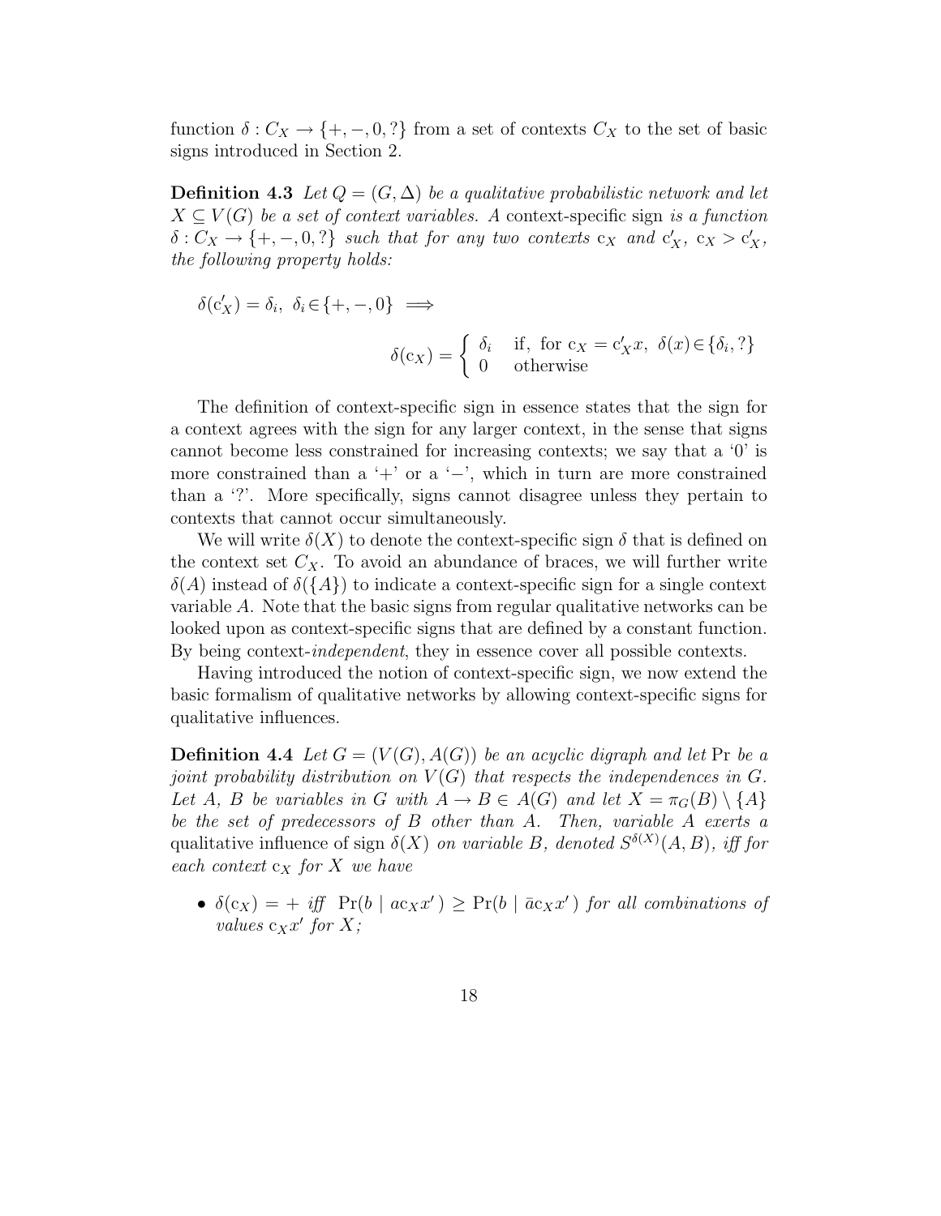function $\delta : C_X \rightarrow \{+, -, 0, ?\}$ from a set of contexts $C_X$ to the set of basic signs introduced in Section 2.

**Definition 4.3** *Let $Q = (G, \Delta)$ be a qualitative probabilistic network and let $X \subseteq V(G)$ be a set of context variables. A* context-specific sign *is a function $\delta : C_X \rightarrow \{+, -, 0, ?\}$ such that for any two contexts $\mathrm{c}_X$ and $\mathrm{c}'_X$, $\mathrm{c}_X > \mathrm{c}'_X$, the following property holds:*

$$\delta(\mathrm{c}'_X) = \delta_i,\ \delta_i \in \{+, -, 0\} \implies$$

$$\delta(\mathrm{c}_X) = \begin{cases} \delta_i & \text{if, for } \mathrm{c}_X = \mathrm{c}'_X x,\ \delta(x) \in \{\delta_i, ?\} \\ 0 & \text{otherwise} \end{cases}$$

The definition of context-specific sign in essence states that the sign for a context agrees with the sign for any larger context, in the sense that signs cannot become less constrained for increasing contexts; we say that a '0' is more constrained than a '+' or a '−', which in turn are more constrained than a '?'. More specifically, signs cannot disagree unless they pertain to contexts that cannot occur simultaneously.

We will write $\delta(X)$ to denote the context-specific sign $\delta$ that is defined on the context set $C_X$. To avoid an abundance of braces, we will further write $\delta(A)$ instead of $\delta(\{A\})$ to indicate a context-specific sign for a single context variable $A$. Note that the basic signs from regular qualitative networks can be looked upon as context-specific signs that are defined by a constant function. By being context-*independent*, they in essence cover all possible contexts.

Having introduced the notion of context-specific sign, we now extend the basic formalism of qualitative networks by allowing context-specific signs for qualitative influences.

**Definition 4.4** *Let $G = (V(G), A(G))$ be an acyclic digraph and let $\Pr$ be a joint probability distribution on $V(G)$ that respects the independences in $G$. Let $A$, $B$ be variables in $G$ with $A \rightarrow B \in A(G)$ and let $X = \pi_G(B) \setminus \{A\}$ be the set of predecessors of $B$ other than $A$. Then, variable $A$ exerts a* qualitative influence *of sign $\delta(X)$ on variable $B$, denoted $S^{\delta(X)}(A, B)$, iff for each context $\mathrm{c}_X$ for $X$ we have*

- $\delta(\mathrm{c}_X) = +$ *iff* $\Pr(b \mid a\mathrm{c}_X x') \geq \Pr(b \mid \bar{a}\mathrm{c}_X x')$ *for all combinations of values $\mathrm{c}_X x'$ for $X$;*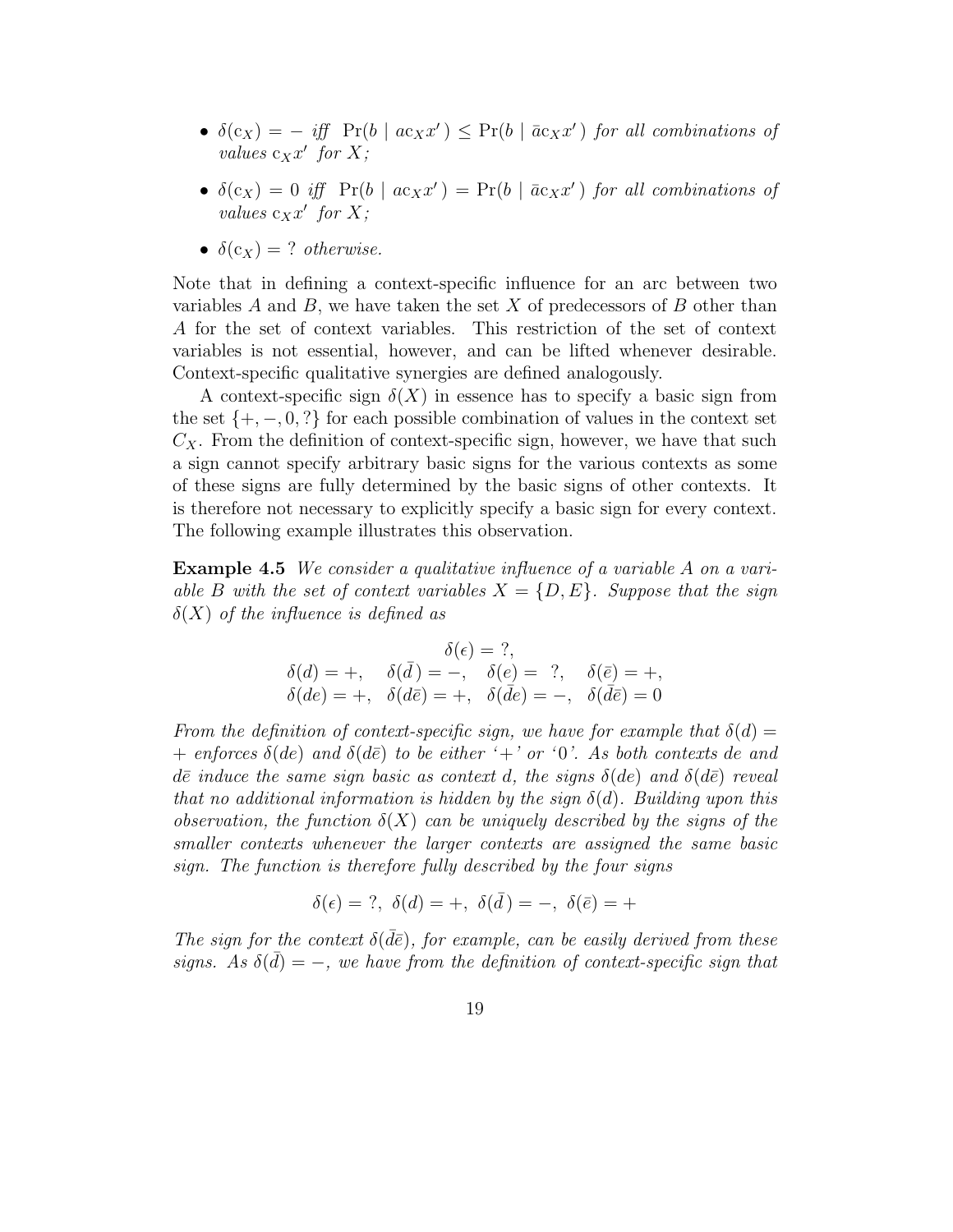- $\delta(\mathrm{c}_X) = -$ *iff* $\Pr(b \mid a\mathrm{c}_X x') \leq \Pr(b \mid \bar{a}\mathrm{c}_X x')$ *for all combinations of values* $\mathrm{c}_X x'$ *for* $X$*;*
- $\delta(\mathrm{c}_X) = 0$ *iff* $\Pr(b \mid a\mathrm{c}_X x') = \Pr(b \mid \bar{a}\mathrm{c}_X x')$ *for all combinations of values* $\mathrm{c}_X x'$ *for* $X$*;*
- $\delta(\mathrm{c}_X) = ?$ *otherwise.*

Note that in defining a context-specific influence for an arc between two variables $A$ and $B$, we have taken the set $X$ of predecessors of $B$ other than $A$ for the set of context variables. This restriction of the set of context variables is not essential, however, and can be lifted whenever desirable. Context-specific qualitative synergies are defined analogously.

A context-specific sign $\delta(X)$ in essence has to specify a basic sign from the set $\{+, -, 0, ?\}$ for each possible combination of values in the context set $C_X$. From the definition of context-specific sign, however, we have that such a sign cannot specify arbitrary basic signs for the various contexts as some of these signs are fully determined by the basic signs of other contexts. It is therefore not necessary to explicitly specify a basic sign for every context. The following example illustrates this observation.

**Example 4.5** *We consider a qualitative influence of a variable $A$ on a variable $B$ with the set of context variables $X = \{D, E\}$. Suppose that the sign $\delta(X)$ of the influence is defined as*

$$\begin{array}{cccc} & \delta(\epsilon) = ?, & & \\ \delta(d) = +, & \delta(\bar{d}) = -, & \delta(e) = \ ?, & \delta(\bar{e}) = +, \\ \delta(de) = +, & \delta(d\bar{e}) = +, & \delta(\bar{d}e) = -, & \delta(\bar{d}\bar{e}) = 0 \end{array}$$

*From the definition of context-specific sign, we have for example that $\delta(d) = +$ enforces $\delta(de)$ and $\delta(d\bar{e})$ to be either '+' or '0'. As both contexts $de$ and $d\bar{e}$ induce the same sign basic as context $d$, the signs $\delta(de)$ and $\delta(d\bar{e})$ reveal that no additional information is hidden by the sign $\delta(d)$. Building upon this observation, the function $\delta(X)$ can be uniquely described by the signs of the smaller contexts whenever the larger contexts are assigned the same basic sign. The function is therefore fully described by the four signs*

$$\delta(\epsilon) = ?, \ \delta(d) = +, \ \delta(\bar{d}) = -, \ \delta(\bar{e}) = +$$

*The sign for the context $\delta(\bar{d}\bar{e})$, for example, can be easily derived from these signs. As $\delta(\bar{d}) = -$, we have from the definition of context-specific sign that*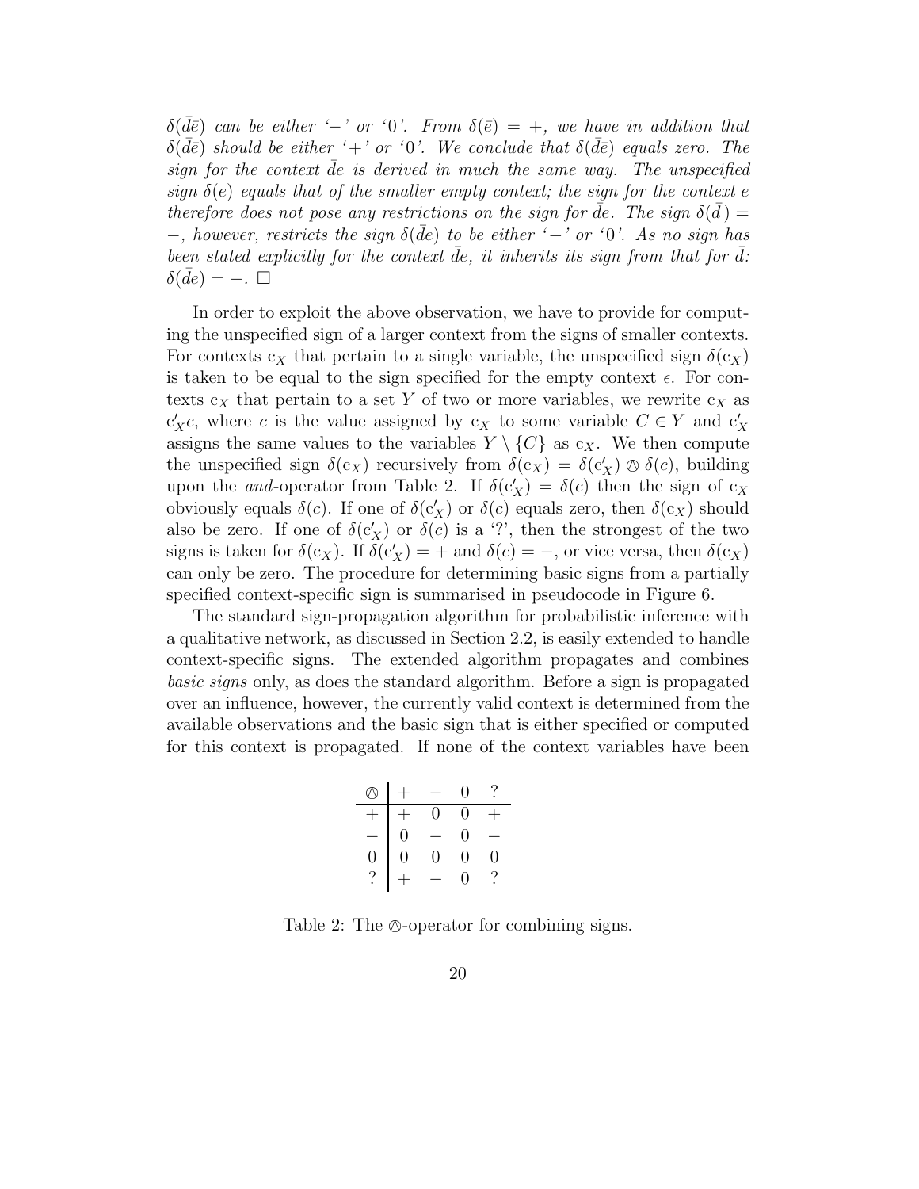*$\delta(\bar{d}\bar{e})$ can be either '$-$' or '0'. From $\delta(\bar{e}) = +$, we have in addition that $\delta(\bar{d}\bar{e})$ should be either '$+$' or '0'. We conclude that $\delta(\bar{d}\bar{e})$ equals zero. The sign for the context $\bar{d}e$ is derived in much the same way. The unspecified sign $\delta(e)$ equals that of the smaller empty context; the sign for the context $e$ therefore does not pose any restrictions on the sign for $\bar{d}e$. The sign $\delta(\bar{d}) = -$, however, restricts the sign $\delta(\bar{d}e)$ to be either '$-$' or '0'. As no sign has been stated explicitly for the context $\bar{d}e$, it inherits its sign from that for $\bar{d}$: $\delta(\bar{d}e) = -$.* □

In order to exploit the above observation, we have to provide for computing the unspecified sign of a larger context from the signs of smaller contexts. For contexts $\mathrm{c}_X$ that pertain to a single variable, the unspecified sign $\delta(\mathrm{c}_X)$ is taken to be equal to the sign specified for the empty context $\epsilon$. For contexts $\mathrm{c}_X$ that pertain to a set $Y$ of two or more variables, we rewrite $\mathrm{c}_X$ as $\mathrm{c}'_X c$, where $c$ is the value assigned by $\mathrm{c}_X$ to some variable $C \in Y$ and $\mathrm{c}'_X$ assigns the same values to the variables $Y \setminus \{C\}$ as $\mathrm{c}_X$. We then compute the unspecified sign $\delta(\mathrm{c}_X)$ recursively from $\delta(\mathrm{c}_X) = \delta(\mathrm{c}'_X) \oslash \delta(c)$, building upon the *and*-operator from Table 2. If $\delta(\mathrm{c}'_X) = \delta(c)$ then the sign of $\mathrm{c}_X$ obviously equals $\delta(c)$. If one of $\delta(\mathrm{c}'_X)$ or $\delta(c)$ equals zero, then $\delta(\mathrm{c}_X)$ should also be zero. If one of $\delta(\mathrm{c}'_X)$ or $\delta(c)$ is a '?', then the strongest of the two signs is taken for $\delta(\mathrm{c}_X)$. If $\delta(\mathrm{c}'_X) = +$ and $\delta(c) = -$, or vice versa, then $\delta(\mathrm{c}_X)$ can only be zero. The procedure for determining basic signs from a partially specified context-specific sign is summarised in pseudocode in Figure 6.

The standard sign-propagation algorithm for probabilistic inference with a qualitative network, as discussed in Section 2.2, is easily extended to handle context-specific signs. The extended algorithm propagates and combines *basic signs* only, as does the standard algorithm. Before a sign is propagated over an influence, however, the currently valid context is determined from the available observations and the basic sign that is either specified or computed for this context is propagated. If none of the context variables have been

| $\oslash$ | $+$ | $-$ | $0$ | $?$ |
|---|---|---|---|---|
| $+$ | $+$ | $0$ | $0$ | $+$ |
| $-$ | $0$ | $-$ | $0$ | $-$ |
| $0$ | $0$ | $0$ | $0$ | $0$ |
| $?$ | $+$ | $-$ | $0$ | $?$ |

Table 2: The $\oslash$-operator for combining signs.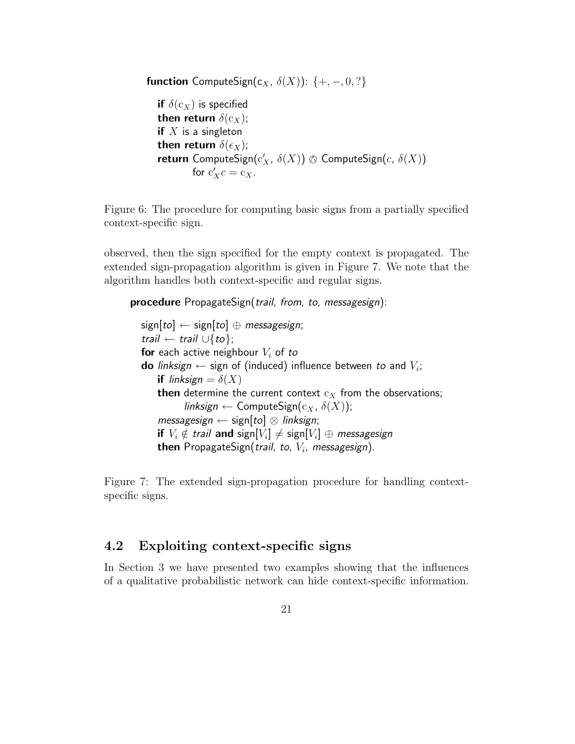```
function ComputeSign(c_X, δ(X)): {+, −, 0, ?}

   if δ(c_X) is specified
   then return δ(c_X);
   if X is a singleton
   then return δ(ε_X);
   return ComputeSign(c'_X, δ(X)) ⊘ ComputeSign(c, δ(X))
          for c'_X c = c_X.
```

Figure 6: The procedure for computing basic signs from a partially specified context-specific sign.

observed, then the sign specified for the empty context is propagated. The extended sign-propagation algorithm is given in Figure 7. We note that the algorithm handles both context-specific and regular signs.

```
procedure PropagateSign(trail, from, to, messagesign):

   sign[to] ← sign[to] ⊕ messagesign;
   trail ← trail ∪{to};
   for each active neighbour V_i of to
   do linksign ← sign of (induced) influence between to and V_i;
      if linksign = δ(X)
      then determine the current context c_X from the observations;
            linksign ← ComputeSign(c_X, δ(X));
      messagesign ← sign[to] ⊗ linksign;
      if V_i ∉ trail and sign[V_i] ≠ sign[V_i] ⊕ messagesign
      then PropagateSign(trail, to, V_i, messagesign).
```

Figure 7: The extended sign-propagation procedure for handling context-specific signs.

## 4.2 Exploiting context-specific signs

In Section 3 we have presented two examples showing that the influences of a qualitative probabilistic network can hide context-specific information.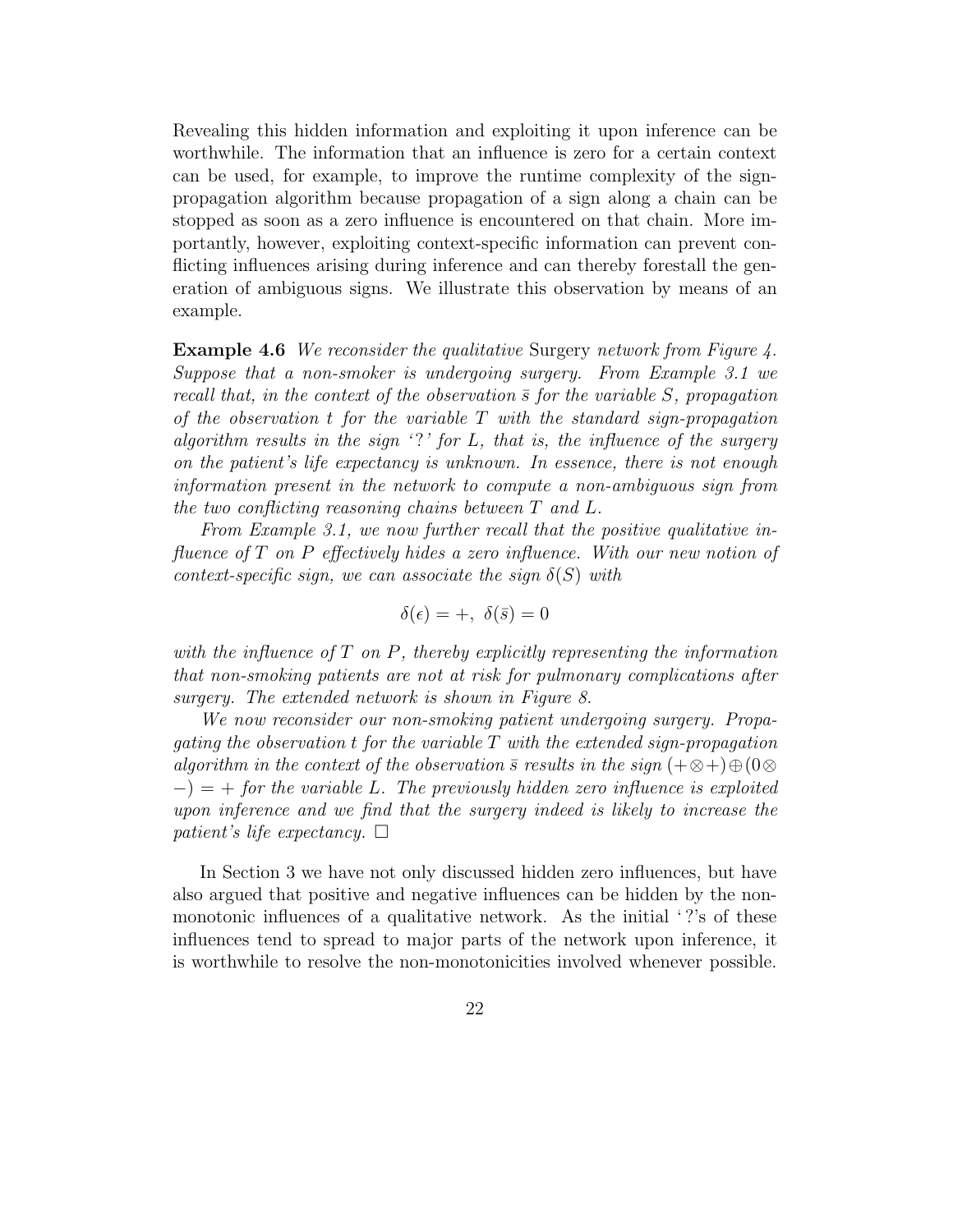Revealing this hidden information and exploiting it upon inference can be worthwhile. The information that an influence is zero for a certain context can be used, for example, to improve the runtime complexity of the sign-propagation algorithm because propagation of a sign along a chain can be stopped as soon as a zero influence is encountered on that chain. More importantly, however, exploiting context-specific information can prevent conflicting influences arising during inference and can thereby forestall the generation of ambiguous signs. We illustrate this observation by means of an example.

**Example 4.6** *We reconsider the qualitative* Surgery *network from Figure 4. Suppose that a non-smoker is undergoing surgery. From Example 3.1 we recall that, in the context of the observation $\bar{s}$ for the variable $S$, propagation of the observation $t$ for the variable $T$ with the standard sign-propagation algorithm results in the sign '?' for $L$, that is, the influence of the surgery on the patient's life expectancy is unknown. In essence, there is not enough information present in the network to compute a non-ambiguous sign from the two conflicting reasoning chains between $T$ and $L$.*

*From Example 3.1, we now further recall that the positive qualitative influence of $T$ on $P$ effectively hides a zero influence. With our new notion of context-specific sign, we can associate the sign $\delta(S)$ with*

$$\delta(\epsilon) = +,\ \delta(\bar{s}) = 0$$

*with the influence of $T$ on $P$, thereby explicitly representing the information that non-smoking patients are not at risk for pulmonary complications after surgery. The extended network is shown in Figure 8.*

*We now reconsider our non-smoking patient undergoing surgery. Propagating the observation $t$ for the variable $T$ with the extended sign-propagation algorithm in the context of the observation $\bar{s}$ results in the sign $(+ \otimes +) \oplus (0 \otimes -) = +$ for the variable $L$. The previously hidden zero influence is exploited upon inference and we find that the surgery indeed is likely to increase the patient's life expectancy.* $\square$

In Section 3 we have not only discussed hidden zero influences, but have also argued that positive and negative influences can be hidden by the non-monotonic influences of a qualitative network. As the initial '?'s of these influences tend to spread to major parts of the network upon inference, it is worthwhile to resolve the non-monotonicities involved whenever possible.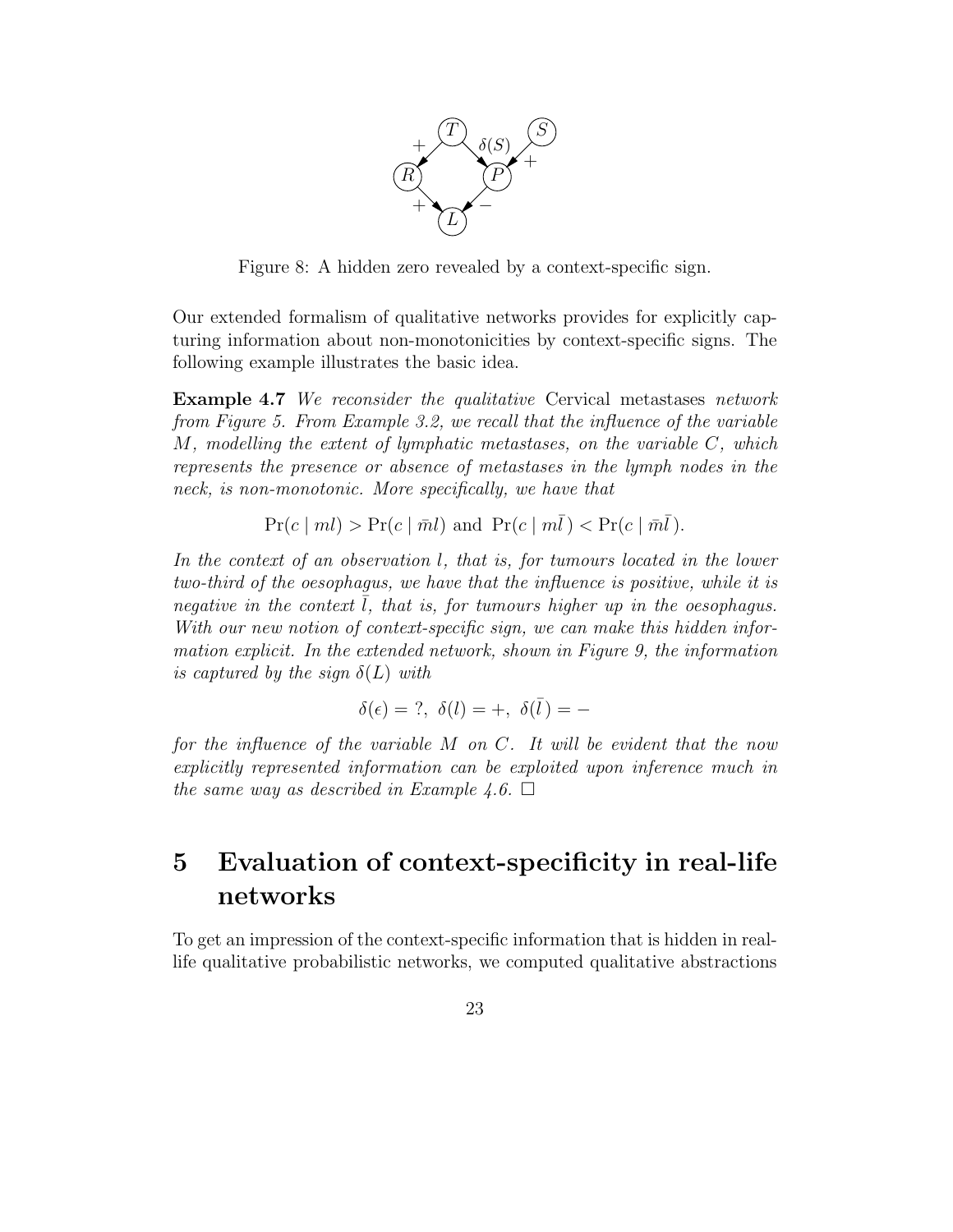Figure 8: A hidden zero revealed by a context-specific sign.

Our extended formalism of qualitative networks provides for explicitly capturing information about non-monotonicities by context-specific signs. The following example illustrates the basic idea.

**Example 4.7** *We reconsider the qualitative* Cervical metastases *network from Figure 5. From Example 3.2, we recall that the influence of the variable $M$, modelling the extent of lymphatic metastases, on the variable $C$, which represents the presence or absence of metastases in the lymph nodes in the neck, is non-monotonic. More specifically, we have that*

$$\Pr(c \mid ml) > \Pr(c \mid \bar{m}l) \text{ and } \Pr(c \mid m\bar{l}\,) < \Pr(c \mid \bar{m}\bar{l}\,).$$

*In the context of an observation $l$, that is, for tumours located in the lower two-third of the oesophagus, we have that the influence is positive, while it is negative in the context $\bar{l}$, that is, for tumours higher up in the oesophagus. With our new notion of context-specific sign, we can make this hidden information explicit. In the extended network, shown in Figure 9, the information is captured by the sign $\delta(L)$ with*

$$\delta(\epsilon) = ?,\ \delta(l) = +,\ \delta(\bar{l}\,) = -$$

*for the influence of the variable $M$ on $C$. It will be evident that the now explicitly represented information can be exploited upon inference much in the same way as described in Example 4.6.* □

# 5 Evaluation of context-specificity in real-life networks

To get an impression of the context-specific information that is hidden in real-life qualitative probabilistic networks, we computed qualitative abstractions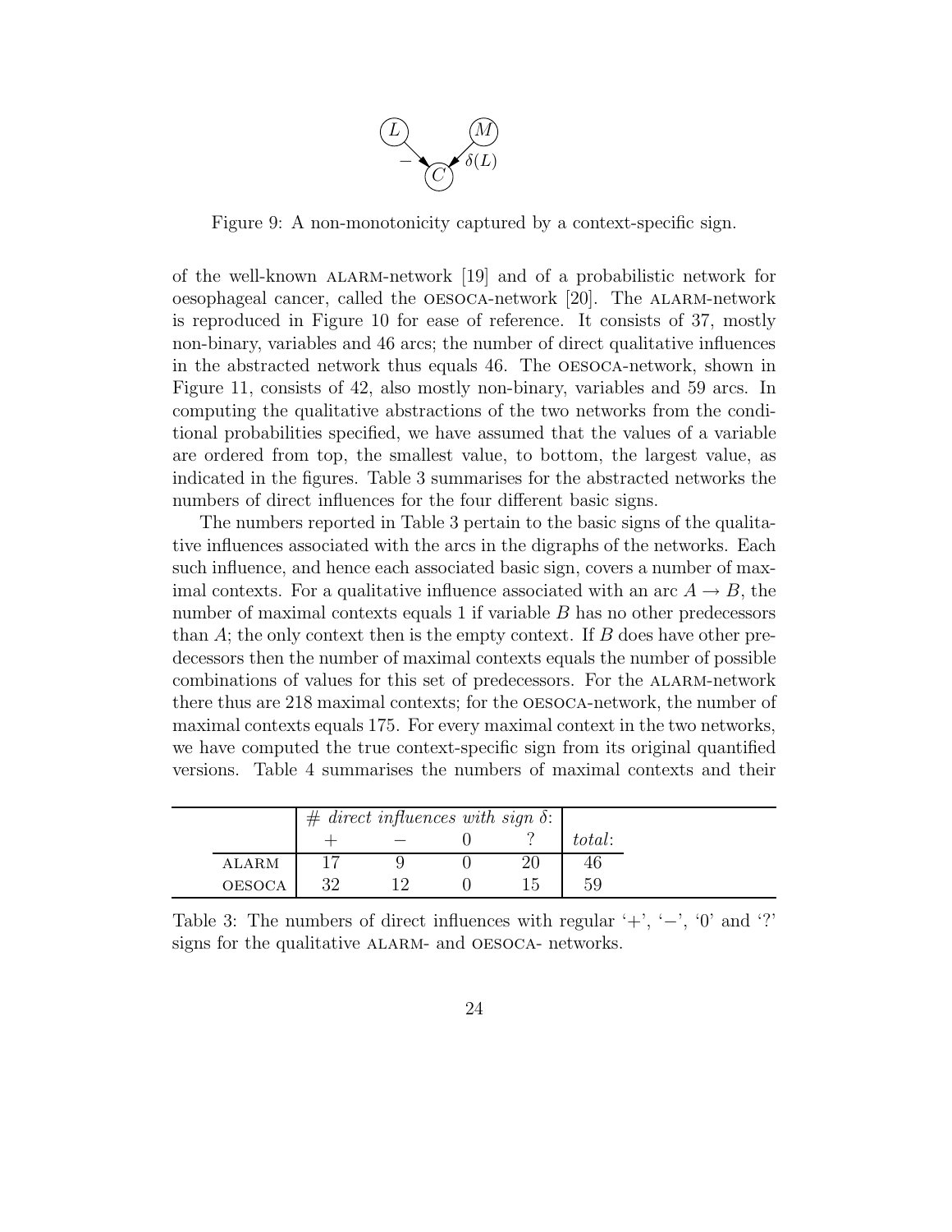Figure 9: A non-monotonicity captured by a context-specific sign.

of the well-known ALARM-network [19] and of a probabilistic network for oesophageal cancer, called the OESOCA-network [20]. The ALARM-network is reproduced in Figure 10 for ease of reference. It consists of 37, mostly non-binary, variables and 46 arcs; the number of direct qualitative influences in the abstracted network thus equals 46. The OESOCA-network, shown in Figure 11, consists of 42, also mostly non-binary, variables and 59 arcs. In computing the qualitative abstractions of the two networks from the conditional probabilities specified, we have assumed that the values of a variable are ordered from top, the smallest value, to bottom, the largest value, as indicated in the figures. Table 3 summarises for the abstracted networks the numbers of direct influences for the four different basic signs.

The numbers reported in Table 3 pertain to the basic signs of the qualitative influences associated with the arcs in the digraphs of the networks. Each such influence, and hence each associated basic sign, covers a number of maximal contexts. For a qualitative influence associated with an arc $A \rightarrow B$, the number of maximal contexts equals 1 if variable $B$ has no other predecessors than $A$; the only context then is the empty context. If $B$ does have other predecessors then the number of maximal contexts equals the number of possible combinations of values for this set of predecessors. For the ALARM-network there thus are 218 maximal contexts; for the OESOCA-network, the number of maximal contexts equals 175. For every maximal context in the two networks, we have computed the true context-specific sign from its original quantified versions. Table 4 summarises the numbers of maximal contexts and their

| | *# direct influences with sign $\delta$:* | | | | |
|---|---|---|---|---|---|
| | $+$ | $-$ | $0$ | $?$ | *total*: |
| ALARM | 17 | 9 | 0 | 20 | 46 |
| OESOCA | 32 | 12 | 0 | 15 | 59 |

Table 3: The numbers of direct influences with regular '$+$', '$-$', '0' and '?' signs for the qualitative ALARM- and OESOCA- networks.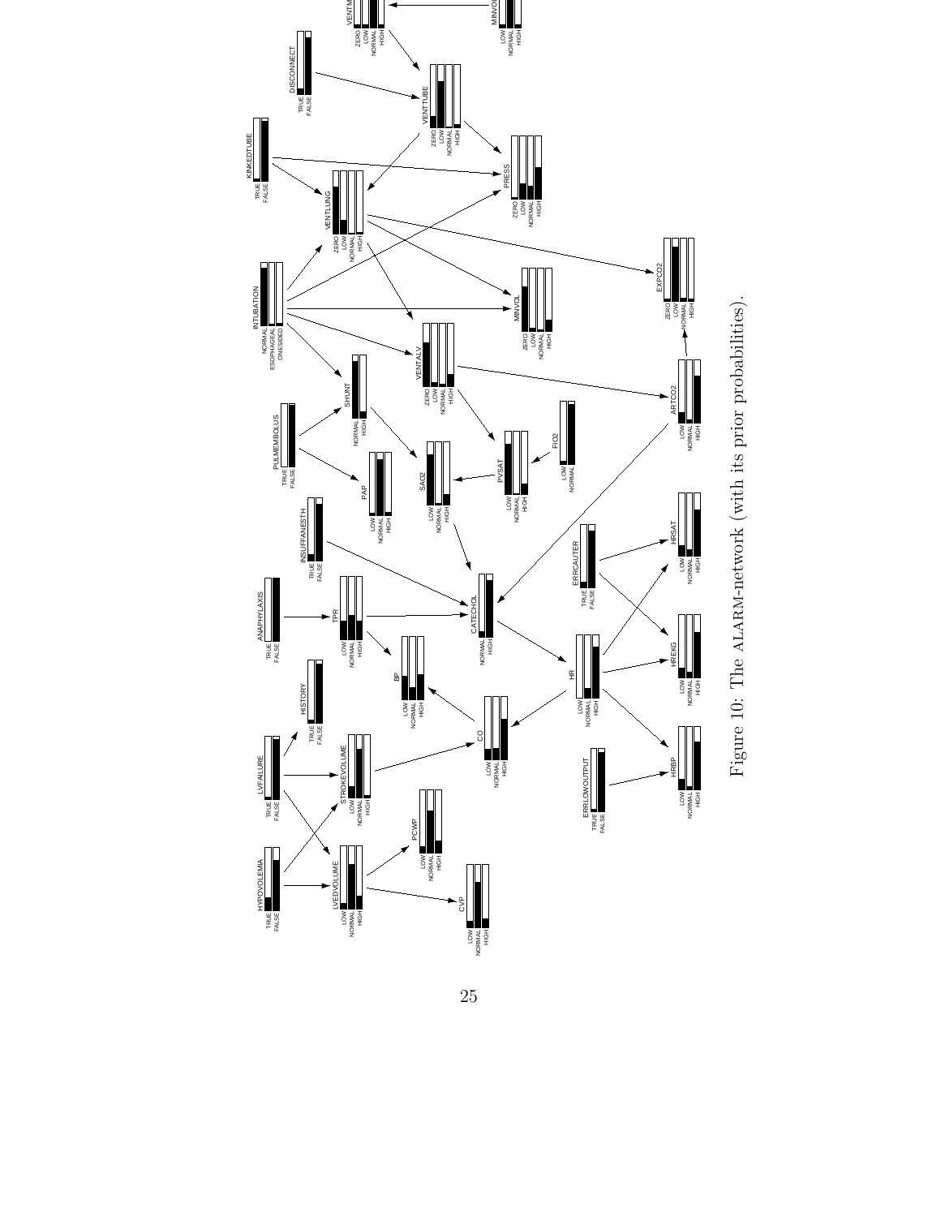Figure 10: The ALARM-network (with its prior probabilities).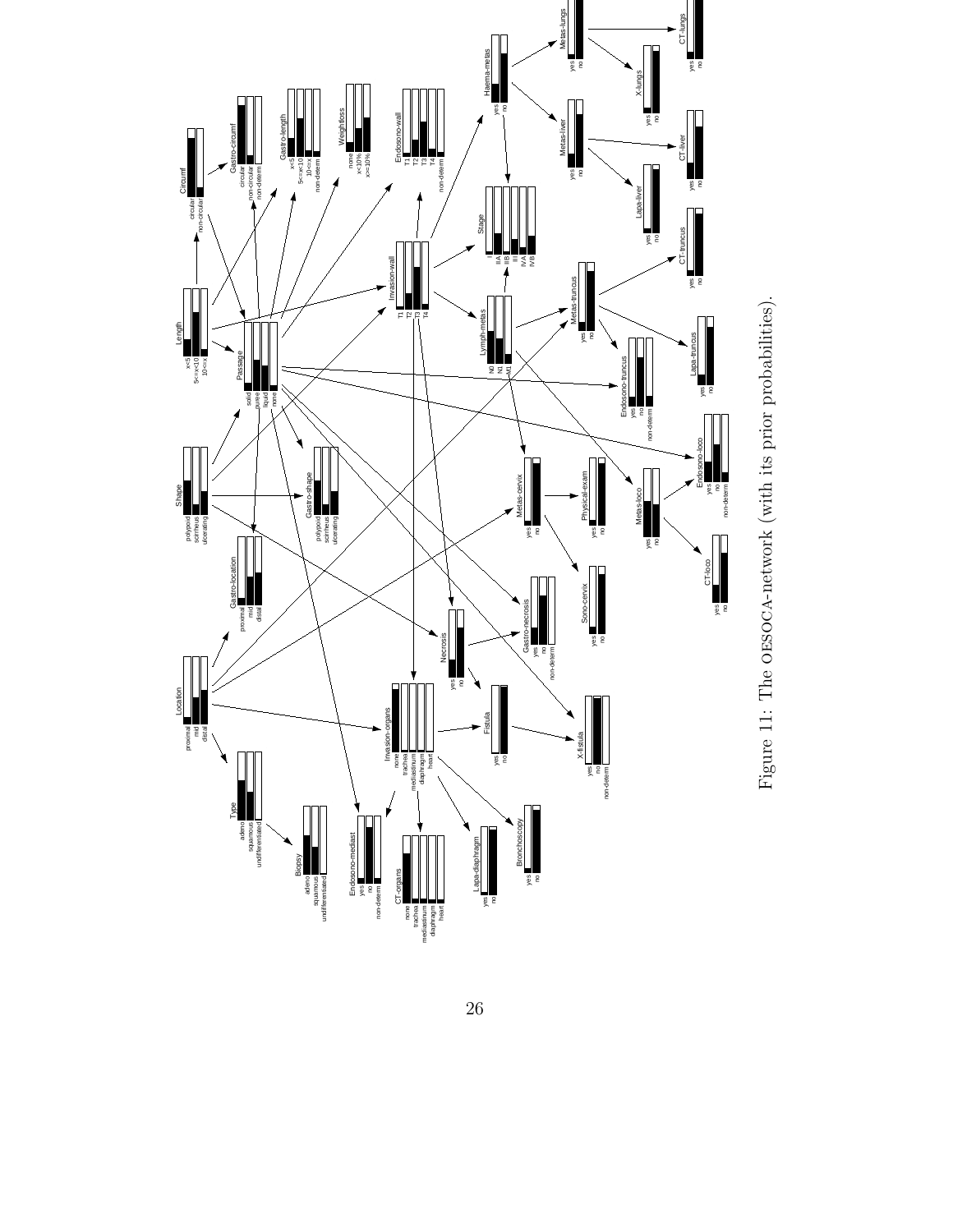Figure 11: The OESOCA-network (with its prior probabilities).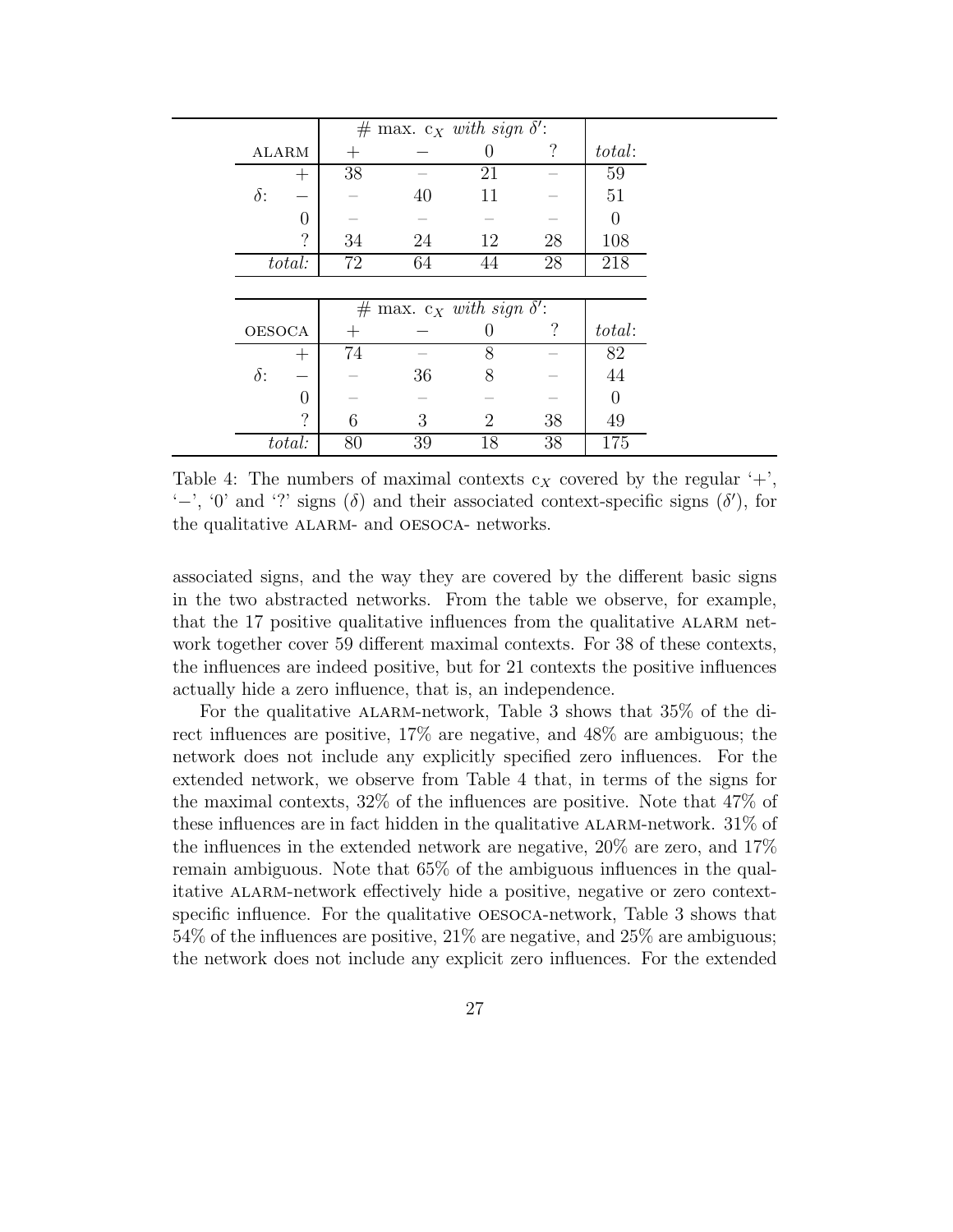| ALARM | # max. $c_X$ *with sign* $\delta'$: | | | | |
|---|---|---|---|---|---|
| | + | − | 0 | ? | *total*: |
| $\delta$: + | 38 | – | 21 | – | 59 |
| $\delta$: − | – | 40 | 11 | – | 51 |
| $\delta$: 0 | – | – | – | – | 0 |
| $\delta$: ? | 34 | 24 | 12 | 28 | 108 |
| *total:* | 72 | 64 | 44 | 28 | 218 |

| OESOCA | # max. $c_X$ *with sign* $\delta'$: | | | | |
|---|---|---|---|---|---|
| | + | − | 0 | ? | *total*: |
| $\delta$: + | 74 | – | 8 | – | 82 |
| $\delta$: − | – | 36 | 8 | – | 44 |
| $\delta$: 0 | – | – | – | – | 0 |
| $\delta$: ? | 6 | 3 | 2 | 38 | 49 |
| *total:* | 80 | 39 | 18 | 38 | 175 |

Table 4: The numbers of maximal contexts $c_X$ covered by the regular '+', '−', '0' and '?' signs ($\delta$) and their associated context-specific signs ($\delta'$), for the qualitative ALARM- and OESOCA- networks.

associated signs, and the way they are covered by the different basic signs in the two abstracted networks. From the table we observe, for example, that the 17 positive qualitative influences from the qualitative ALARM network together cover 59 different maximal contexts. For 38 of these contexts, the influences are indeed positive, but for 21 contexts the positive influences actually hide a zero influence, that is, an independence.

For the qualitative ALARM-network, Table 3 shows that 35% of the direct influences are positive, 17% are negative, and 48% are ambiguous; the network does not include any explicitly specified zero influences. For the extended network, we observe from Table 4 that, in terms of the signs for the maximal contexts, 32% of the influences are positive. Note that 47% of these influences are in fact hidden in the qualitative ALARM-network. 31% of the influences in the extended network are negative, 20% are zero, and 17% remain ambiguous. Note that 65% of the ambiguous influences in the qualitative ALARM-network effectively hide a positive, negative or zero context-specific influence. For the qualitative OESOCA-network, Table 3 shows that 54% of the influences are positive, 21% are negative, and 25% are ambiguous; the network does not include any explicit zero influences. For the extended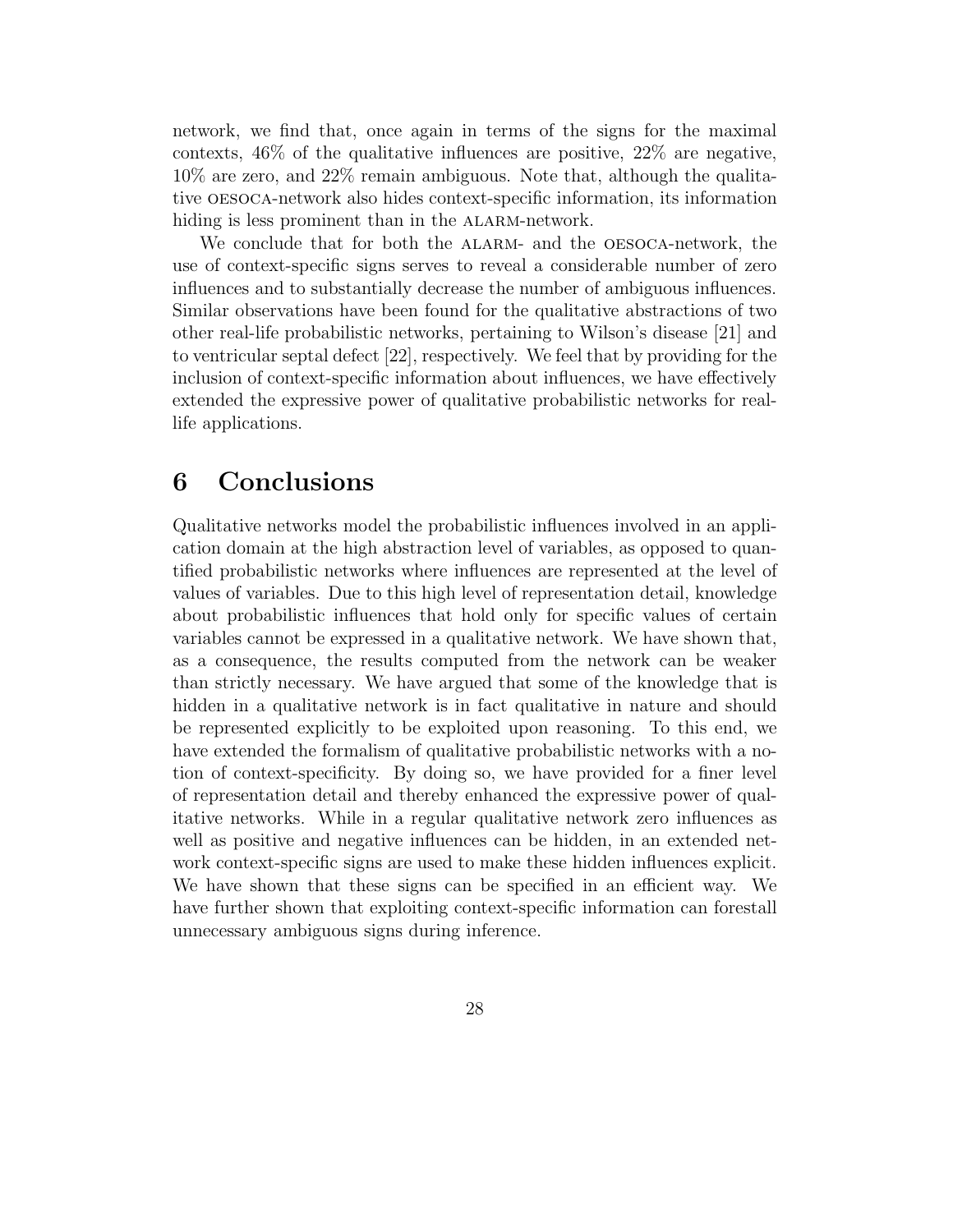network, we find that, once again in terms of the signs for the maximal contexts, 46% of the qualitative influences are positive, 22% are negative, 10% are zero, and 22% remain ambiguous. Note that, although the qualitative OESOCA-network also hides context-specific information, its information hiding is less prominent than in the ALARM-network.

We conclude that for both the ALARM- and the OESOCA-network, the use of context-specific signs serves to reveal a considerable number of zero influences and to substantially decrease the number of ambiguous influences. Similar observations have been found for the qualitative abstractions of two other real-life probabilistic networks, pertaining to Wilson's disease [21] and to ventricular septal defect [22], respectively. We feel that by providing for the inclusion of context-specific information about influences, we have effectively extended the expressive power of qualitative probabilistic networks for real-life applications.

# 6 Conclusions

Qualitative networks model the probabilistic influences involved in an application domain at the high abstraction level of variables, as opposed to quantified probabilistic networks where influences are represented at the level of values of variables. Due to this high level of representation detail, knowledge about probabilistic influences that hold only for specific values of certain variables cannot be expressed in a qualitative network. We have shown that, as a consequence, the results computed from the network can be weaker than strictly necessary. We have argued that some of the knowledge that is hidden in a qualitative network is in fact qualitative in nature and should be represented explicitly to be exploited upon reasoning. To this end, we have extended the formalism of qualitative probabilistic networks with a notion of context-specificity. By doing so, we have provided for a finer level of representation detail and thereby enhanced the expressive power of qualitative networks. While in a regular qualitative network zero influences as well as positive and negative influences can be hidden, in an extended network context-specific signs are used to make these hidden influences explicit. We have shown that these signs can be specified in an efficient way. We have further shown that exploiting context-specific information can forestall unnecessary ambiguous signs during inference.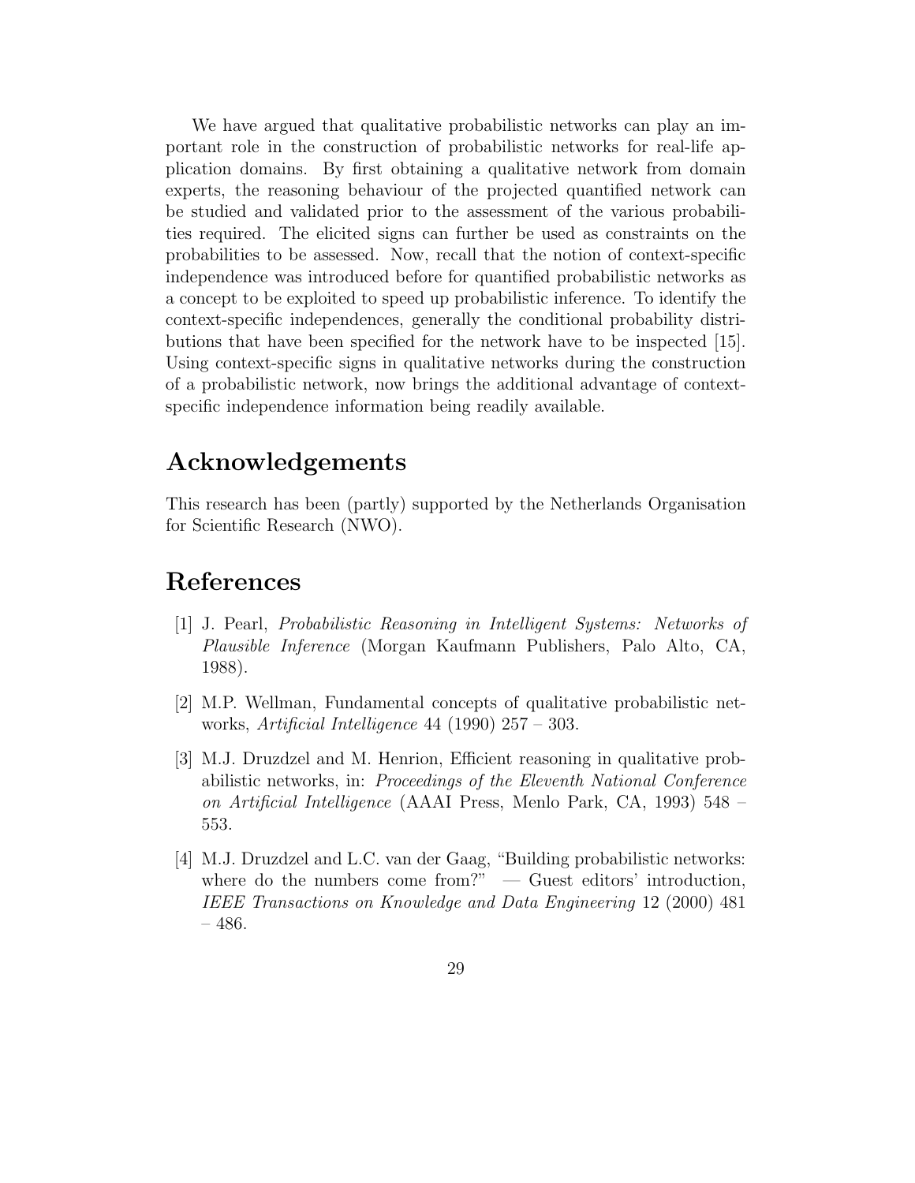We have argued that qualitative probabilistic networks can play an important role in the construction of probabilistic networks for real-life application domains. By first obtaining a qualitative network from domain experts, the reasoning behaviour of the projected quantified network can be studied and validated prior to the assessment of the various probabilities required. The elicited signs can further be used as constraints on the probabilities to be assessed. Now, recall that the notion of context-specific independence was introduced before for quantified probabilistic networks as a concept to be exploited to speed up probabilistic inference. To identify the context-specific independences, generally the conditional probability distributions that have been specified for the network have to be inspected [15]. Using context-specific signs in qualitative networks during the construction of a probabilistic network, now brings the additional advantage of context-specific independence information being readily available.

## Acknowledgements

This research has been (partly) supported by the Netherlands Organisation for Scientific Research (NWO).

## References

[1] J. Pearl, *Probabilistic Reasoning in Intelligent Systems: Networks of Plausible Inference* (Morgan Kaufmann Publishers, Palo Alto, CA, 1988).

[2] M.P. Wellman, Fundamental concepts of qualitative probabilistic networks, *Artificial Intelligence* 44 (1990) 257 – 303.

[3] M.J. Druzdzel and M. Henrion, Efficient reasoning in qualitative probabilistic networks, in: *Proceedings of the Eleventh National Conference on Artificial Intelligence* (AAAI Press, Menlo Park, CA, 1993) 548 – 553.

[4] M.J. Druzdzel and L.C. van der Gaag, "Building probabilistic networks: where do the numbers come from?" — Guest editors' introduction, *IEEE Transactions on Knowledge and Data Engineering* 12 (2000) 481 – 486.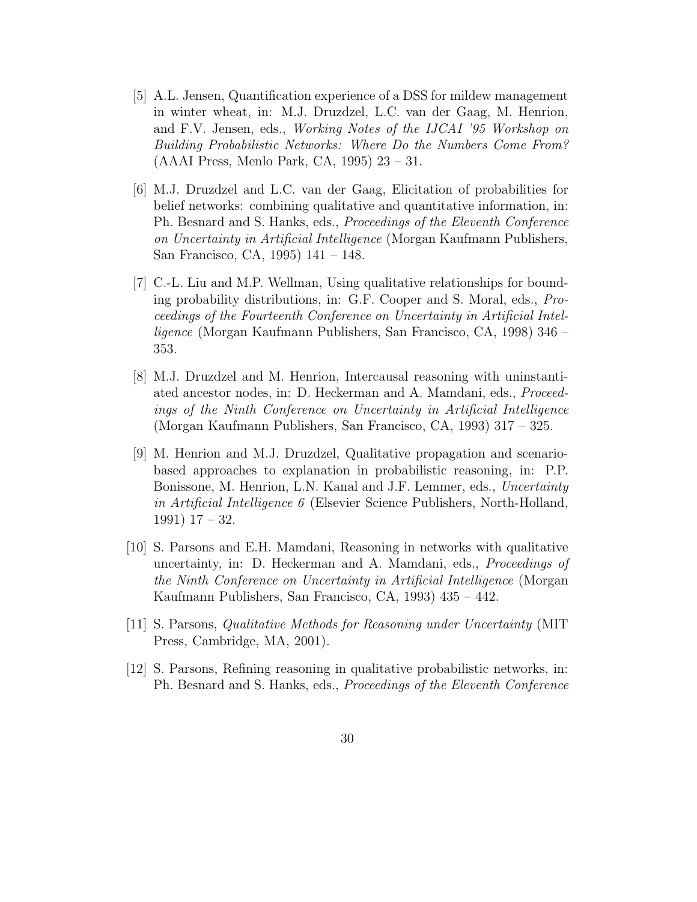[5] A.L. Jensen, Quantification experience of a DSS for mildew management in winter wheat, in: M.J. Druzdzel, L.C. van der Gaag, M. Henrion, and F.V. Jensen, eds., *Working Notes of the IJCAI '95 Workshop on Building Probabilistic Networks: Where Do the Numbers Come From?* (AAAI Press, Menlo Park, CA, 1995) 23 – 31.

[6] M.J. Druzdzel and L.C. van der Gaag, Elicitation of probabilities for belief networks: combining qualitative and quantitative information, in: Ph. Besnard and S. Hanks, eds., *Proceedings of the Eleventh Conference on Uncertainty in Artificial Intelligence* (Morgan Kaufmann Publishers, San Francisco, CA, 1995) 141 – 148.

[7] C.-L. Liu and M.P. Wellman, Using qualitative relationships for bounding probability distributions, in: G.F. Cooper and S. Moral, eds., *Proceedings of the Fourteenth Conference on Uncertainty in Artificial Intelligence* (Morgan Kaufmann Publishers, San Francisco, CA, 1998) 346 – 353.

[8] M.J. Druzdzel and M. Henrion, Intercausal reasoning with uninstantiated ancestor nodes, in: D. Heckerman and A. Mamdani, eds., *Proceedings of the Ninth Conference on Uncertainty in Artificial Intelligence* (Morgan Kaufmann Publishers, San Francisco, CA, 1993) 317 – 325.

[9] M. Henrion and M.J. Druzdzel, Qualitative propagation and scenario-based approaches to explanation in probabilistic reasoning, in: P.P. Bonissone, M. Henrion, L.N. Kanal and J.F. Lemmer, eds., *Uncertainty in Artificial Intelligence 6* (Elsevier Science Publishers, North-Holland, 1991) 17 – 32.

[10] S. Parsons and E.H. Mamdani, Reasoning in networks with qualitative uncertainty, in: D. Heckerman and A. Mamdani, eds., *Proceedings of the Ninth Conference on Uncertainty in Artificial Intelligence* (Morgan Kaufmann Publishers, San Francisco, CA, 1993) 435 – 442.

[11] S. Parsons, *Qualitative Methods for Reasoning under Uncertainty* (MIT Press, Cambridge, MA, 2001).

[12] S. Parsons, Refining reasoning in qualitative probabilistic networks, in: Ph. Besnard and S. Hanks, eds., *Proceedings of the Eleventh Conference*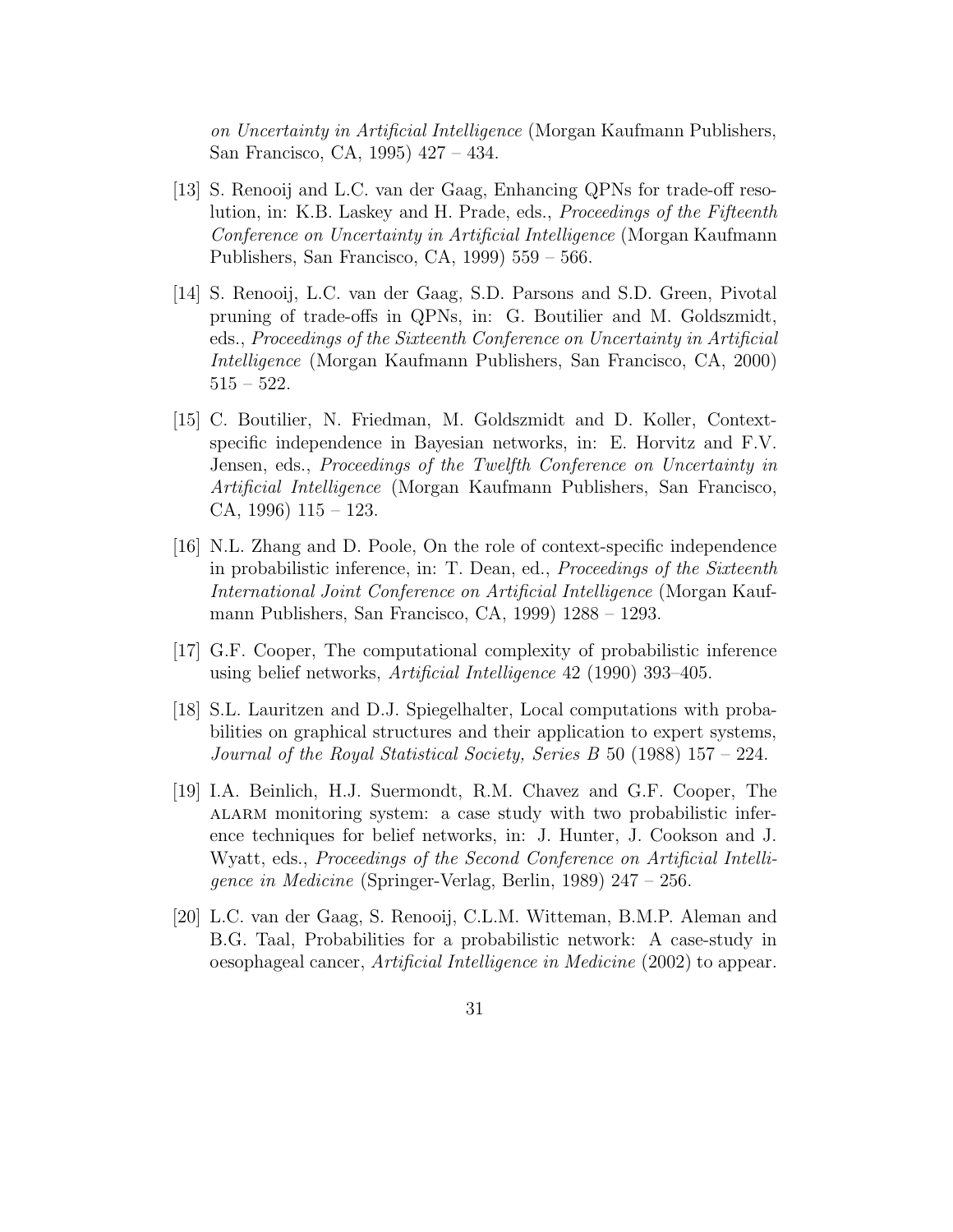*on Uncertainty in Artificial Intelligence* (Morgan Kaufmann Publishers, San Francisco, CA, 1995) 427 – 434.

[13] S. Renooij and L.C. van der Gaag, Enhancing QPNs for trade-off resolution, in: K.B. Laskey and H. Prade, eds., *Proceedings of the Fifteenth Conference on Uncertainty in Artificial Intelligence* (Morgan Kaufmann Publishers, San Francisco, CA, 1999) 559 – 566.

[14] S. Renooij, L.C. van der Gaag, S.D. Parsons and S.D. Green, Pivotal pruning of trade-offs in QPNs, in: G. Boutilier and M. Goldszmidt, eds., *Proceedings of the Sixteenth Conference on Uncertainty in Artificial Intelligence* (Morgan Kaufmann Publishers, San Francisco, CA, 2000) 515 – 522.

[15] C. Boutilier, N. Friedman, M. Goldszmidt and D. Koller, Context-specific independence in Bayesian networks, in: E. Horvitz and F.V. Jensen, eds., *Proceedings of the Twelfth Conference on Uncertainty in Artificial Intelligence* (Morgan Kaufmann Publishers, San Francisco, CA, 1996) 115 – 123.

[16] N.L. Zhang and D. Poole, On the role of context-specific independence in probabilistic inference, in: T. Dean, ed., *Proceedings of the Sixteenth International Joint Conference on Artificial Intelligence* (Morgan Kaufmann Publishers, San Francisco, CA, 1999) 1288 – 1293.

[17] G.F. Cooper, The computational complexity of probabilistic inference using belief networks, *Artificial Intelligence* 42 (1990) 393–405.

[18] S.L. Lauritzen and D.J. Spiegelhalter, Local computations with probabilities on graphical structures and their application to expert systems, *Journal of the Royal Statistical Society, Series B* 50 (1988) 157 – 224.

[19] I.A. Beinlich, H.J. Suermondt, R.M. Chavez and G.F. Cooper, The ALARM monitoring system: a case study with two probabilistic inference techniques for belief networks, in: J. Hunter, J. Cookson and J. Wyatt, eds., *Proceedings of the Second Conference on Artificial Intelligence in Medicine* (Springer-Verlag, Berlin, 1989) 247 – 256.

[20] L.C. van der Gaag, S. Renooij, C.L.M. Witteman, B.M.P. Aleman and B.G. Taal, Probabilities for a probabilistic network: A case-study in oesophageal cancer, *Artificial Intelligence in Medicine* (2002) to appear.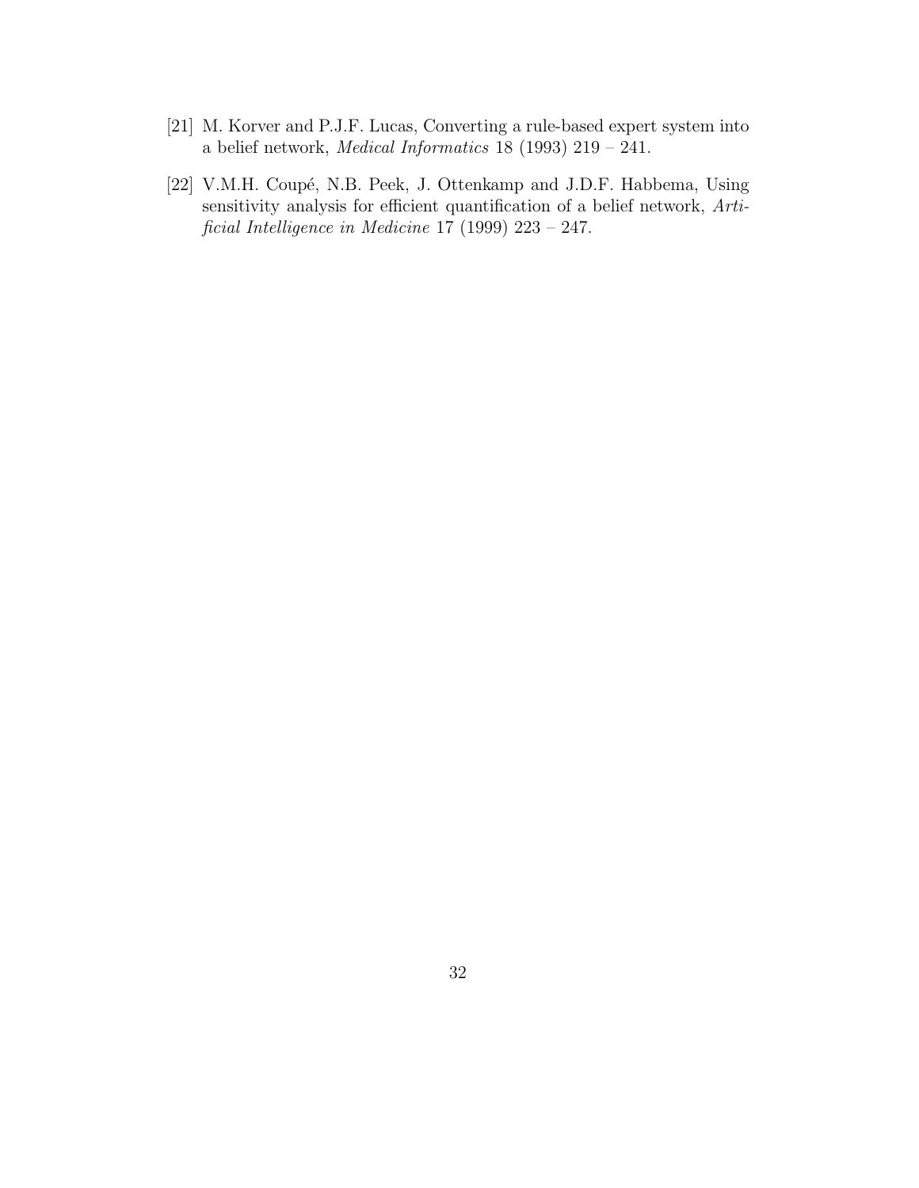[21] M. Korver and P.J.F. Lucas, Converting a rule-based expert system into a belief network, *Medical Informatics* 18 (1993) 219 – 241.

[22] V.M.H. Coupé, N.B. Peek, J. Ottenkamp and J.D.F. Habbema, Using sensitivity analysis for efficient quantification of a belief network, *Artificial Intelligence in Medicine* 17 (1999) 223 – 247.